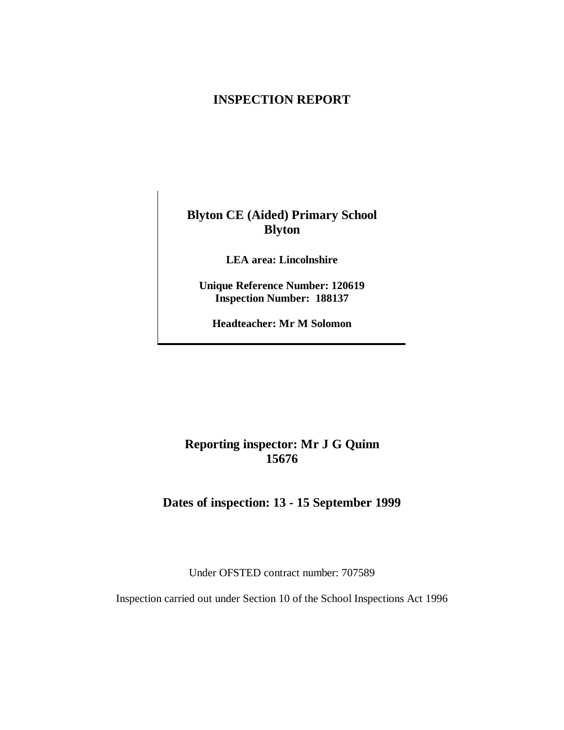# INSPECTION REPORT

**Blyton CE (Aided) Primary School**
**Blyton**

**LEA area: Lincolnshire**

**Unique Reference Number: 120619**
**Inspection Number: 188137**

**Headteacher: Mr M Solomon**

**Reporting inspector: Mr J G Quinn**
**15676**

**Dates of inspection: 13 - 15 September 1999**

Under OFSTED contract number: 707589

Inspection carried out under Section 10 of the School Inspections Act 1996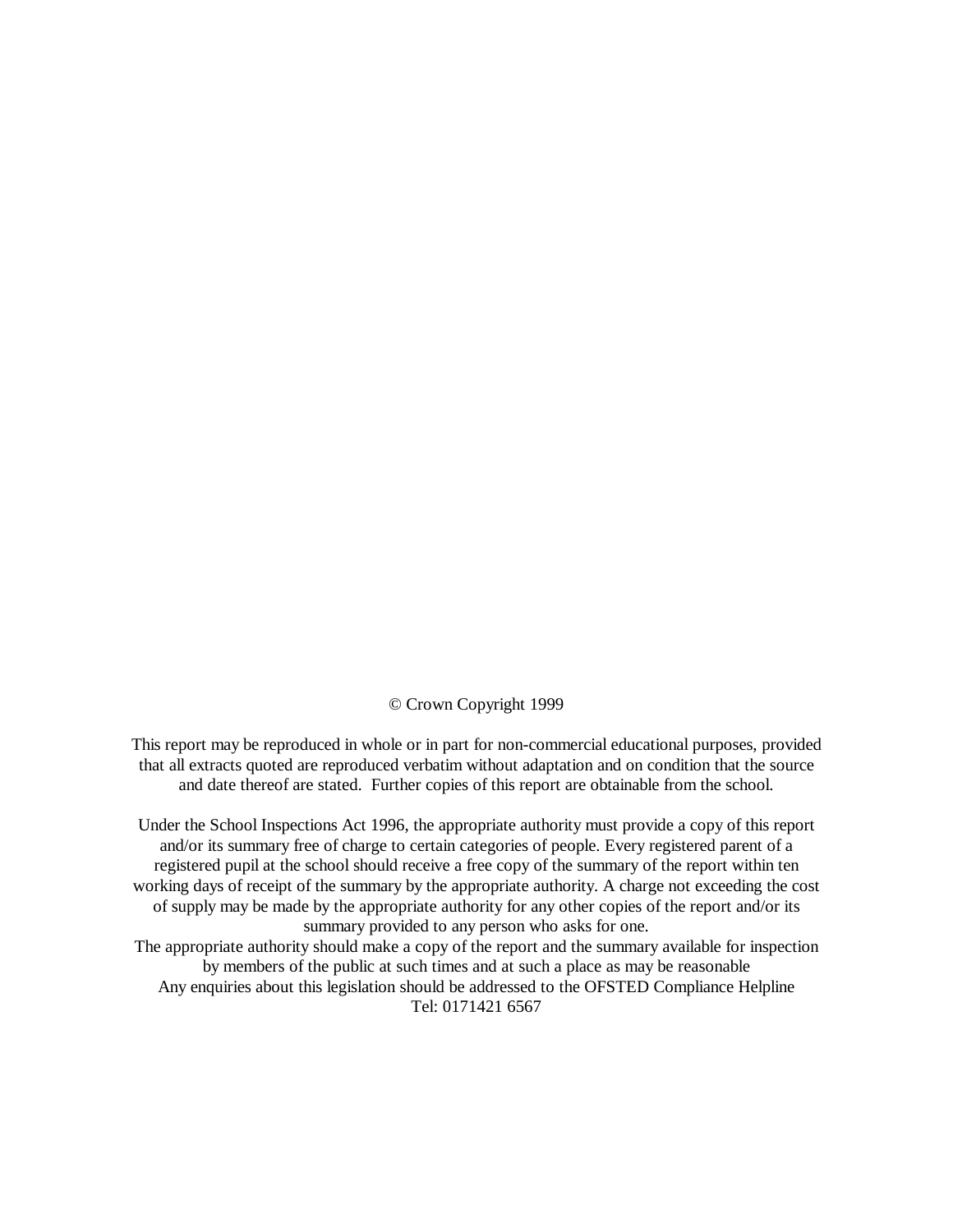© Crown Copyright 1999

This report may be reproduced in whole or in part for non-commercial educational purposes, provided that all extracts quoted are reproduced verbatim without adaptation and on condition that the source and date thereof are stated. Further copies of this report are obtainable from the school.

Under the School Inspections Act 1996, the appropriate authority must provide a copy of this report and/or its summary free of charge to certain categories of people. Every registered parent of a registered pupil at the school should receive a free copy of the summary of the report within ten working days of receipt of the summary by the appropriate authority. A charge not exceeding the cost of supply may be made by the appropriate authority for any other copies of the report and/or its summary provided to any person who asks for one.

The appropriate authority should make a copy of the report and the summary available for inspection by members of the public at such times and at such a place as may be reasonable

Any enquiries about this legislation should be addressed to the OFSTED Compliance Helpline

Tel: 0171421 6567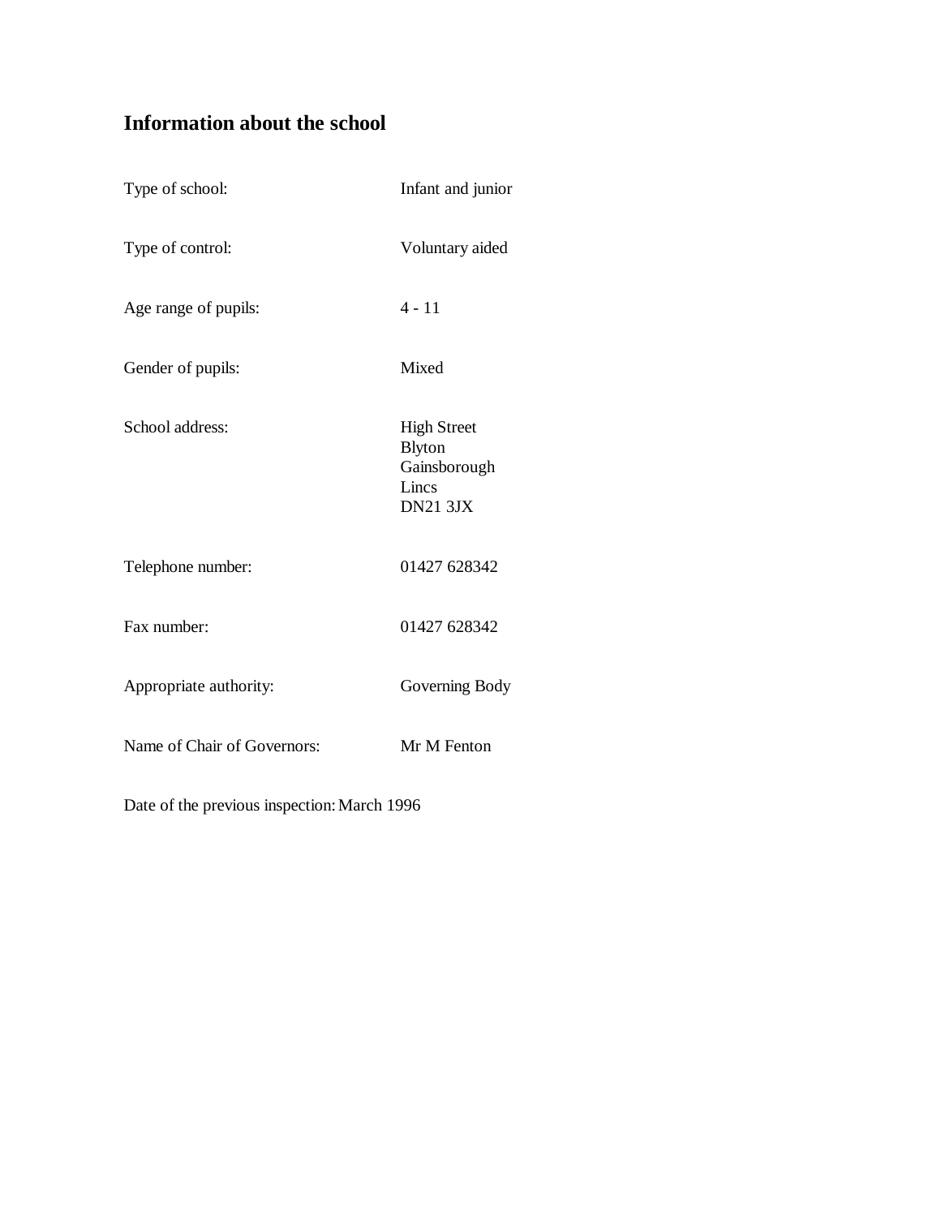## Information about the school

| | |
|---|---|
| Type of school: | Infant and junior |
| Type of control: | Voluntary aided |
| Age range of pupils: | 4 - 11 |
| Gender of pupils: | Mixed |
| School address: | High Street<br>Blyton<br>Gainsborough<br>Lincs<br>DN21 3JX |
| Telephone number: | 01427 628342 |
| Fax number: | 01427 628342 |
| Appropriate authority: | Governing Body |
| Name of Chair of Governors: | Mr M Fenton |

Date of the previous inspection: March 1996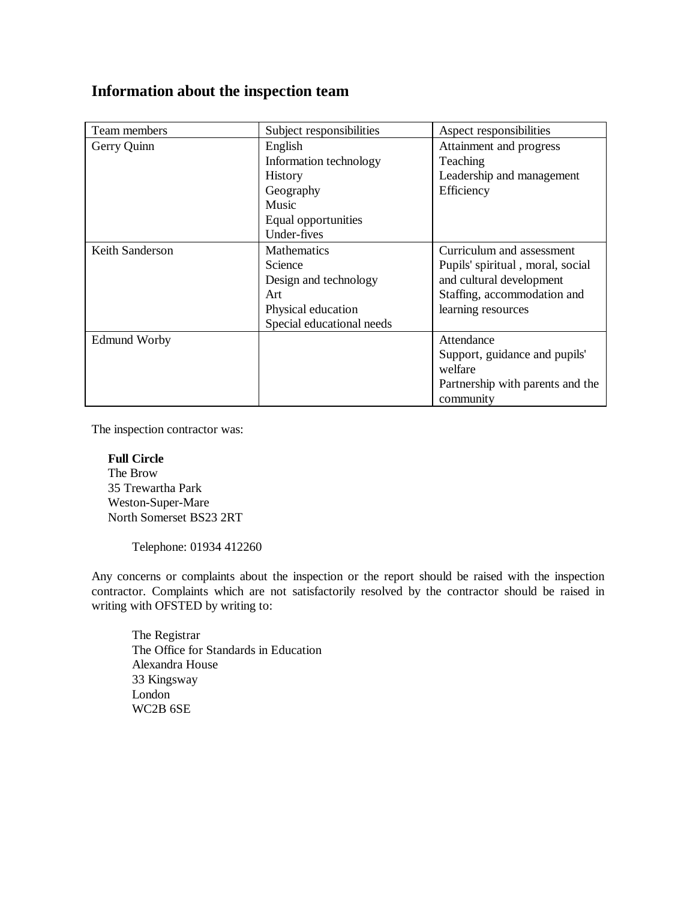## Information about the inspection team

| Team members | Subject responsibilities | Aspect responsibilities |
| --- | --- | --- |
| Gerry Quinn | English<br>Information technology<br>History<br>Geography<br>Music<br>Equal opportunities<br>Under-fives | Attainment and progress<br>Teaching<br>Leadership and management<br>Efficiency |
| Keith Sanderson | Mathematics<br>Science<br>Design and technology<br>Art<br>Physical education<br>Special educational needs | Curriculum and assessment<br>Pupils' spiritual , moral, social and cultural development<br>Staffing, accommodation and learning resources |
| Edmund Worby | | Attendance<br>Support, guidance and pupils' welfare<br>Partnership with parents and the community |

The inspection contractor was:

**Full Circle**
The Brow
35 Trewartha Park
Weston-Super-Mare
North Somerset BS23 2RT

Telephone: 01934 412260

Any concerns or complaints about the inspection or the report should be raised with the inspection contractor. Complaints which are not satisfactorily resolved by the contractor should be raised in writing with OFSTED by writing to:

The Registrar
The Office for Standards in Education
Alexandra House
33 Kingsway
London
WC2B 6SE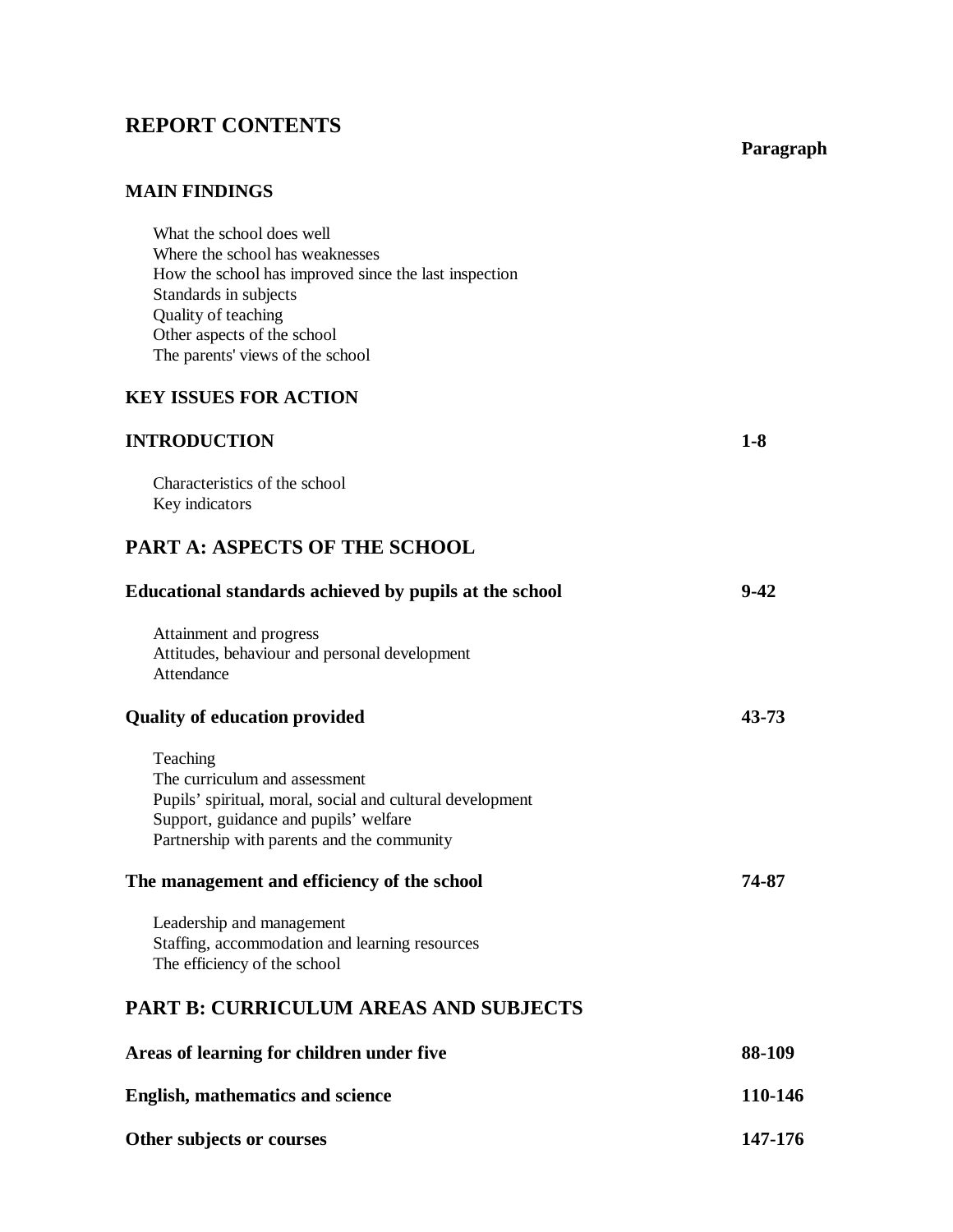# REPORT CONTENTS

| | Paragraph |
|---|---|
| **MAIN FINDINGS** | |
| What the school does well | |
| Where the school has weaknesses | |
| How the school has improved since the last inspection | |
| Standards in subjects | |
| Quality of teaching | |
| Other aspects of the school | |
| The parents' views of the school | |
| **KEY ISSUES FOR ACTION** | |
| **INTRODUCTION** | **1-8** |
| Characteristics of the school | |
| Key indicators | |

## PART A: ASPECTS OF THE SCHOOL

| | |
|---|---|
| **Educational standards achieved by pupils at the school** | **9-42** |
| Attainment and progress | |
| Attitudes, behaviour and personal development | |
| Attendance | |
| **Quality of education provided** | **43-73** |
| Teaching | |
| The curriculum and assessment | |
| Pupils' spiritual, moral, social and cultural development | |
| Support, guidance and pupils' welfare | |
| Partnership with parents and the community | |
| **The management and efficiency of the school** | **74-87** |
| Leadership and management | |
| Staffing, accommodation and learning resources | |
| The efficiency of the school | |

## PART B: CURRICULUM AREAS AND SUBJECTS

| | |
|---|---|
| **Areas of learning for children under five** | **88-109** |
| **English, mathematics and science** | **110-146** |
| **Other subjects or courses** | **147-176** |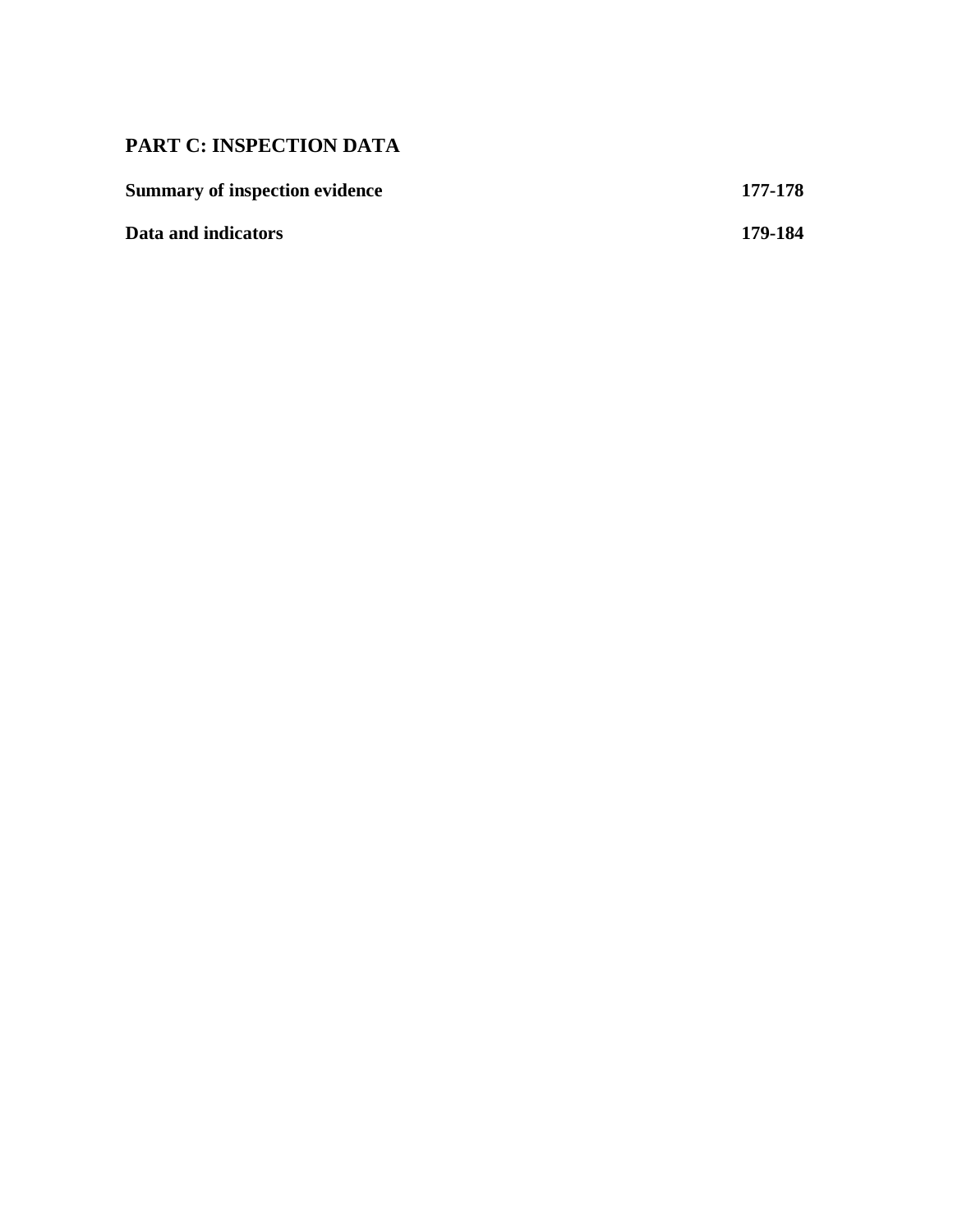## PART C: INSPECTION DATA

| | |
|---|---|
| **Summary of inspection evidence** | **177-178** |
| **Data and indicators** | **179-184** |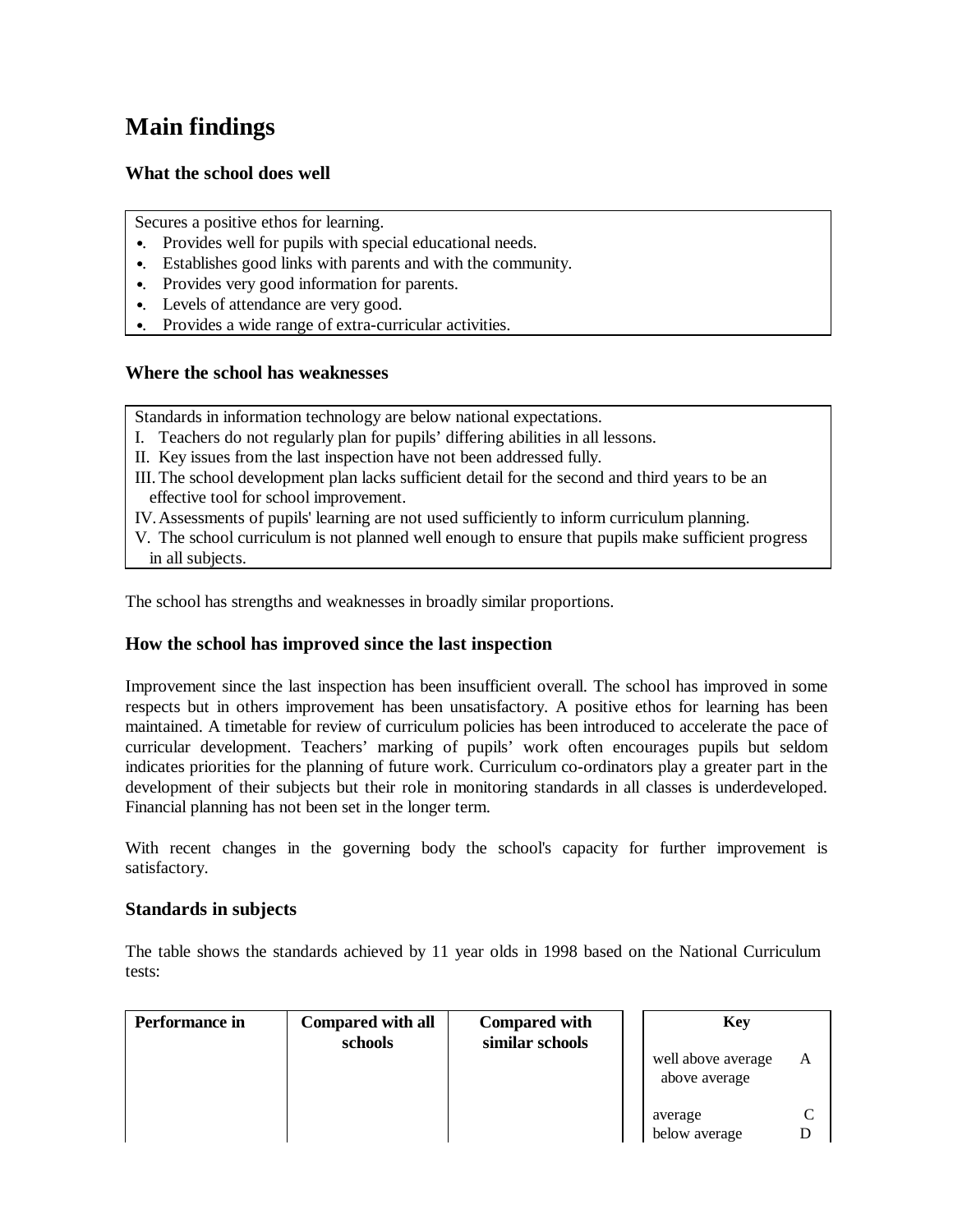# Main findings

### What the school does well

Secures a positive ethos for learning.
- Provides well for pupils with special educational needs.
- Establishes good links with parents and with the community.
- Provides very good information for parents.
- Levels of attendance are very good.
- Provides a wide range of extra-curricular activities.

### Where the school has weaknesses

Standards in information technology are below national expectations.
I. Teachers do not regularly plan for pupils' differing abilities in all lessons.
II. Key issues from the last inspection have not been addressed fully.
III. The school development plan lacks sufficient detail for the second and third years to be an effective tool for school improvement.
IV. Assessments of pupils' learning are not used sufficiently to inform curriculum planning.
V. The school curriculum is not planned well enough to ensure that pupils make sufficient progress in all subjects.

The school has strengths and weaknesses in broadly similar proportions.

### How the school has improved since the last inspection

Improvement since the last inspection has been insufficient overall. The school has improved in some respects but in others improvement has been unsatisfactory. A positive ethos for learning has been maintained. A timetable for review of curriculum policies has been introduced to accelerate the pace of curricular development. Teachers' marking of pupils' work often encourages pupils but seldom indicates priorities for the planning of future work. Curriculum co-ordinators play a greater part in the development of their subjects but their role in monitoring standards in all classes is underdeveloped. Financial planning has not been set in the longer term.

With recent changes in the governing body the school's capacity for further improvement is satisfactory.

### Standards in subjects

The table shows the standards achieved by 11 year olds in 1998 based on the National Curriculum tests:

| Performance in | Compared with all schools | Compared with similar schools | Key | |
|---|---|---|---|---|
| | | | well above average | A |
| | | | above average | |
| | | | average | C |
| | | | below average | D |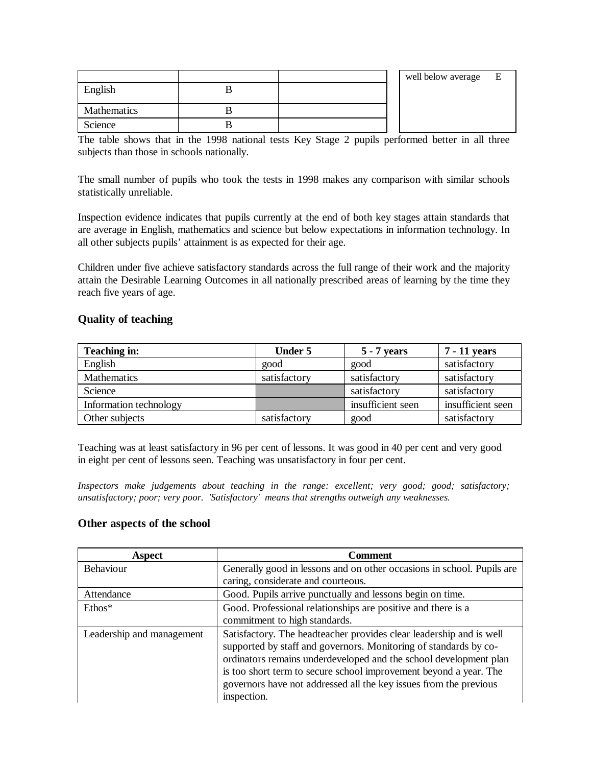| | | |
|---|---|---|
| English | B | |
| Mathematics | B | |
| Science | B | |

| | |
|---|---|
| well below average | E |

The table shows that in the 1998 national tests Key Stage 2 pupils performed better in all three subjects than those in schools nationally.

The small number of pupils who took the tests in 1998 makes any comparison with similar schools statistically unreliable.

Inspection evidence indicates that pupils currently at the end of both key stages attain standards that are average in English, mathematics and science but below expectations in information technology. In all other subjects pupils' attainment is as expected for their age.

Children under five achieve satisfactory standards across the full range of their work and the majority attain the Desirable Learning Outcomes in all nationally prescribed areas of learning by the time they reach five years of age.

## Quality of teaching

| **Teaching in:** | **Under 5** | **5 - 7 years** | **7 - 11 years** |
|---|---|---|---|
| English | good | good | satisfactory |
| Mathematics | satisfactory | satisfactory | satisfactory |
| Science | | satisfactory | satisfactory |
| Information technology | | insufficient seen | insufficient seen |
| Other subjects | satisfactory | good | satisfactory |

Teaching was at least satisfactory in 96 per cent of lessons. It was good in 40 per cent and very good in eight per cent of lessons seen. Teaching was unsatisfactory in four per cent.

*Inspectors make judgements about teaching in the range: excellent; very good; good; satisfactory; unsatisfactory; poor; very poor. 'Satisfactory' means that strengths outweigh any weaknesses.*

## Other aspects of the school

| Aspect | Comment |
|---|---|
| Behaviour | Generally good in lessons and on other occasions in school. Pupils are caring, considerate and courteous. |
| Attendance | Good. Pupils arrive punctually and lessons begin on time. |
| Ethos* | Good. Professional relationships are positive and there is a commitment to high standards. |
| Leadership and management | Satisfactory. The headteacher provides clear leadership and is well supported by staff and governors. Monitoring of standards by co-ordinators remains underdeveloped and the school development plan is too short term to secure school improvement beyond a year. The governors have not addressed all the key issues from the previous inspection. |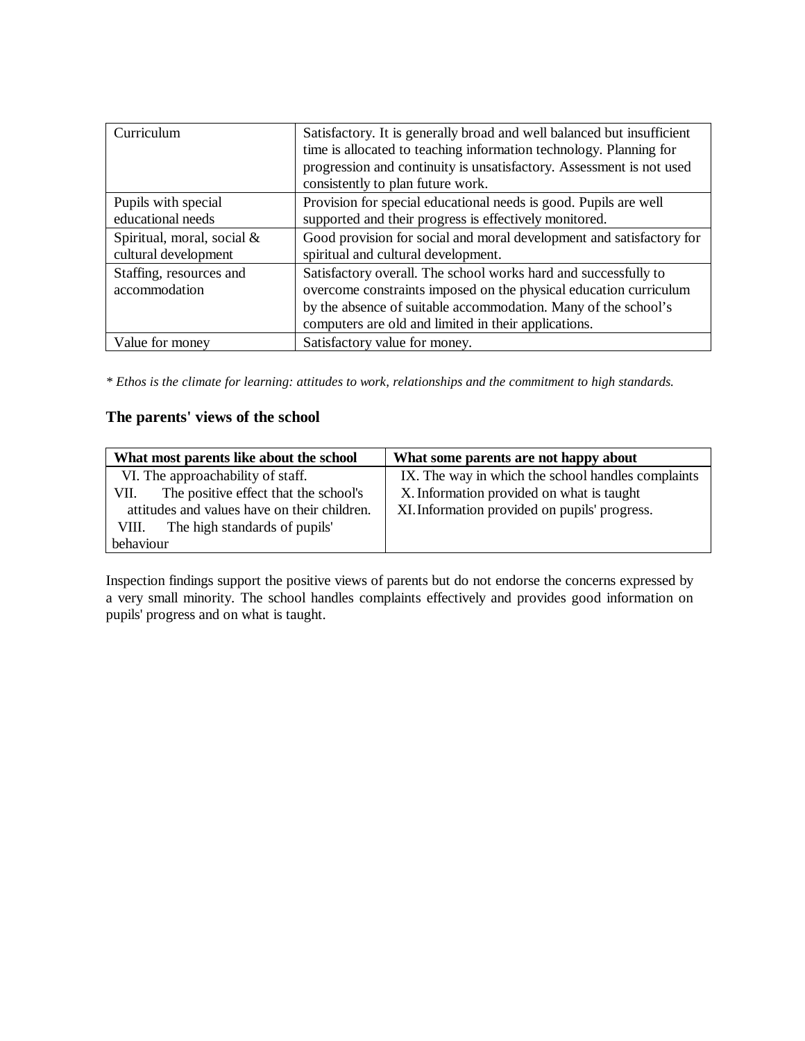| Curriculum | Satisfactory. It is generally broad and well balanced but insufficient time is allocated to teaching information technology. Planning for progression and continuity is unsatisfactory. Assessment is not used consistently to plan future work. |
|---|---|
| Pupils with special educational needs | Provision for special educational needs is good. Pupils are well supported and their progress is effectively monitored. |
| Spiritual, moral, social & cultural development | Good provision for social and moral development and satisfactory for spiritual and cultural development. |
| Staffing, resources and accommodation | Satisfactory overall. The school works hard and successfully to overcome constraints imposed on the physical education curriculum by the absence of suitable accommodation. Many of the school's computers are old and limited in their applications. |
| Value for money | Satisfactory value for money. |

*\* Ethos is the climate for learning: attitudes to work, relationships and the commitment to high standards.*

## The parents' views of the school

| What most parents like about the school | What some parents are not happy about |
|---|---|
| VI. The approachability of staff.<br>VII. The positive effect that the school's attitudes and values have on their children.<br>VIII. The high standards of pupils' behaviour | IX. The way in which the school handles complaints<br>X. Information provided on what is taught<br>XI. Information provided on pupils' progress. |

Inspection findings support the positive views of parents but do not endorse the concerns expressed by a very small minority. The school handles complaints effectively and provides good information on pupils' progress and on what is taught.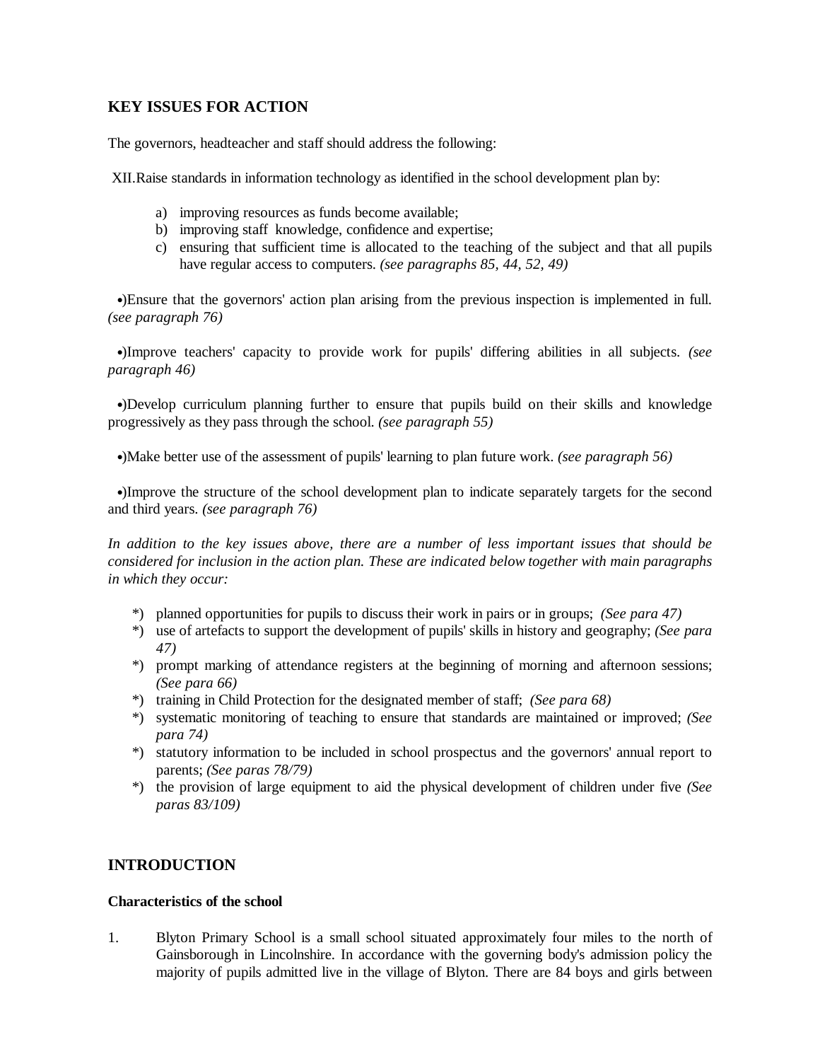## KEY ISSUES FOR ACTION

The governors, headteacher and staff should address the following:

XII.Raise standards in information technology as identified in the school development plan by:

a) improving resources as funds become available;
b) improving staff knowledge, confidence and expertise;
c) ensuring that sufficient time is allocated to the teaching of the subject and that all pupils have regular access to computers. *(see paragraphs 85, 44, 52, 49)*

•)Ensure that the governors' action plan arising from the previous inspection is implemented in full. *(see paragraph 76)*

•)Improve teachers' capacity to provide work for pupils' differing abilities in all subjects. *(see paragraph 46)*

•)Develop curriculum planning further to ensure that pupils build on their skills and knowledge progressively as they pass through the school. *(see paragraph 55)*

•)Make better use of the assessment of pupils' learning to plan future work. *(see paragraph 56)*

•)Improve the structure of the school development plan to indicate separately targets for the second and third years. *(see paragraph 76)*

*In addition to the key issues above, there are a number of less important issues that should be considered for inclusion in the action plan. These are indicated below together with main paragraphs in which they occur:*

*) planned opportunities for pupils to discuss their work in pairs or in groups; *(See para 47)*
*) use of artefacts to support the development of pupils' skills in history and geography; *(See para 47)*
*) prompt marking of attendance registers at the beginning of morning and afternoon sessions; *(See para 66)*
*) training in Child Protection for the designated member of staff; *(See para 68)*
*) systematic monitoring of teaching to ensure that standards are maintained or improved; *(See para 74)*
*) statutory information to be included in school prospectus and the governors' annual report to parents; *(See paras 78/79)*
*) the provision of large equipment to aid the physical development of children under five *(See paras 83/109)*

## INTRODUCTION

### Characteristics of the school

1. Blyton Primary School is a small school situated approximately four miles to the north of Gainsborough in Lincolnshire. In accordance with the governing body's admission policy the majority of pupils admitted live in the village of Blyton. There are 84 boys and girls between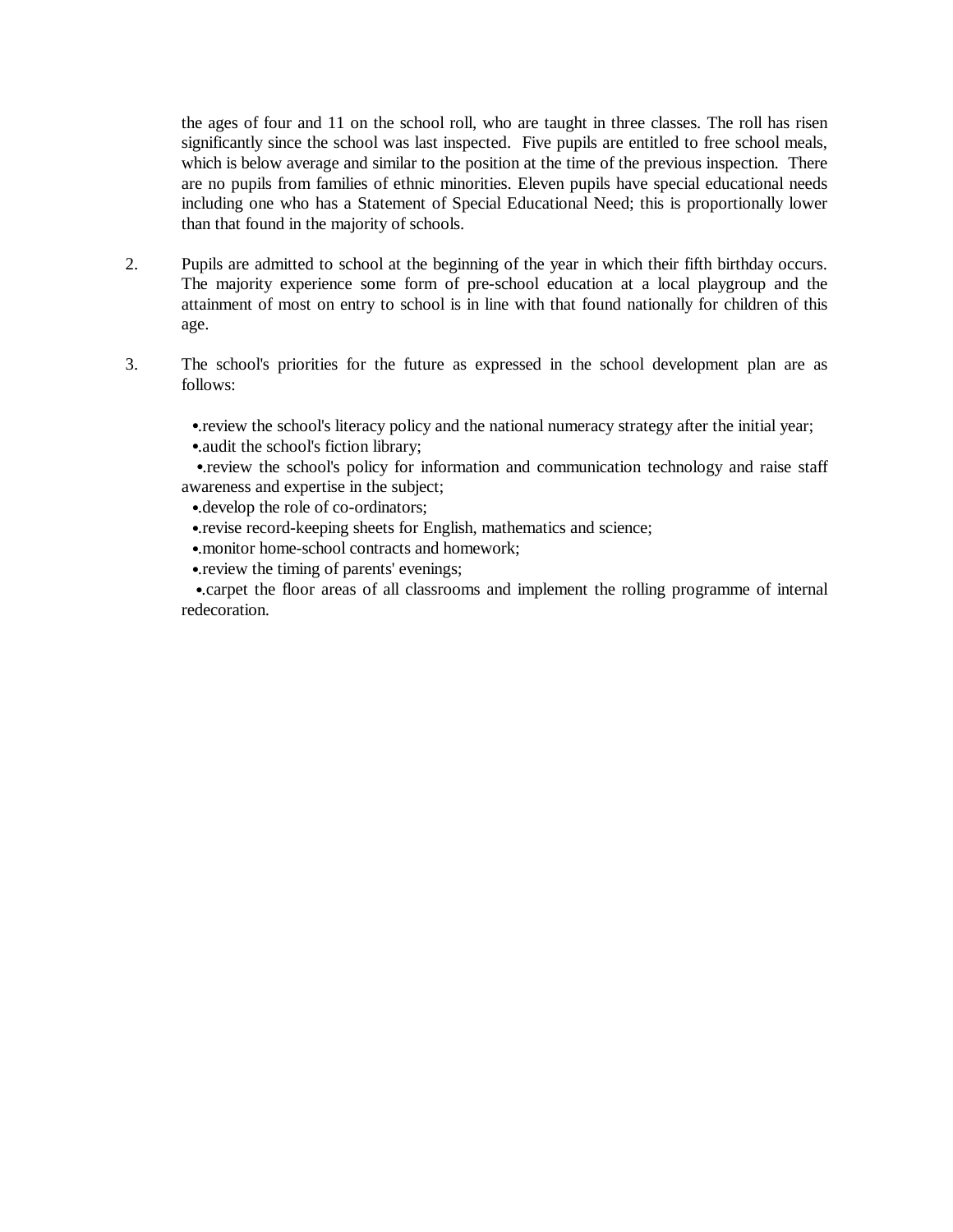the ages of four and 11 on the school roll, who are taught in three classes. The roll has risen significantly since the school was last inspected. Five pupils are entitled to free school meals, which is below average and similar to the position at the time of the previous inspection. There are no pupils from families of ethnic minorities. Eleven pupils have special educational needs including one who has a Statement of Special Educational Need; this is proportionally lower than that found in the majority of schools.

2. Pupils are admitted to school at the beginning of the year in which their fifth birthday occurs. The majority experience some form of pre-school education at a local playgroup and the attainment of most on entry to school is in line with that found nationally for children of this age.

3. The school's priorities for the future as expressed in the school development plan are as follows:

- review the school's literacy policy and the national numeracy strategy after the initial year;
- audit the school's fiction library;
- review the school's policy for information and communication technology and raise staff awareness and expertise in the subject;
- develop the role of co-ordinators;
- revise record-keeping sheets for English, mathematics and science;
- monitor home-school contracts and homework;
- review the timing of parents' evenings;
- carpet the floor areas of all classrooms and implement the rolling programme of internal redecoration.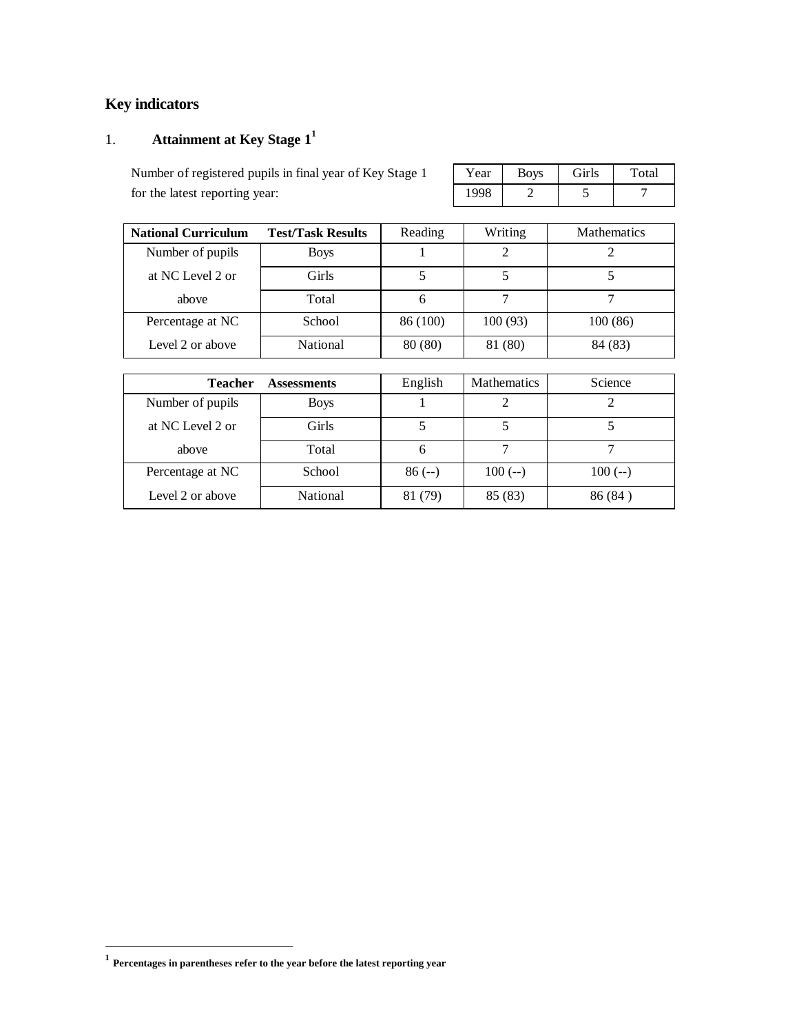## Key indicators

### 1. Attainment at Key Stage 1[1]

Number of registered pupils in final year of Key Stage 1 for the latest reporting year:

| Year | Boys | Girls | Total |
|---|---|---|---|
| 1998 | 2 | 5 | 7 |

| **National Curriculum** | **Test/Task Results** | Reading | Writing | Mathematics |
|---|---|---|---|---|
| Number of pupils at NC Level 2 or above | Boys | 1 | 2 | 2 |
| | Girls | 5 | 5 | 5 |
| | Total | 6 | 7 | 7 |
| Percentage at NC Level 2 or above | School | 86 (100) | 100 (93) | 100 (86) |
| | National | 80 (80) | 81 (80) | 84 (83) |

| **Teacher** | **Assessments** | English | Mathematics | Science |
|---|---|---|---|---|
| Number of pupils at NC Level 2 or above | Boys | 1 | 2 | 2 |
| | Girls | 5 | 5 | 5 |
| | Total | 6 | 7 | 7 |
| Percentage at NC Level 2 or above | School | 86 (--) | 100 (--) | 100 (--) |
| | National | 81 (79) | 85 (83) | 86 (84 ) |

[1] **Percentages in parentheses refer to the year before the latest reporting year**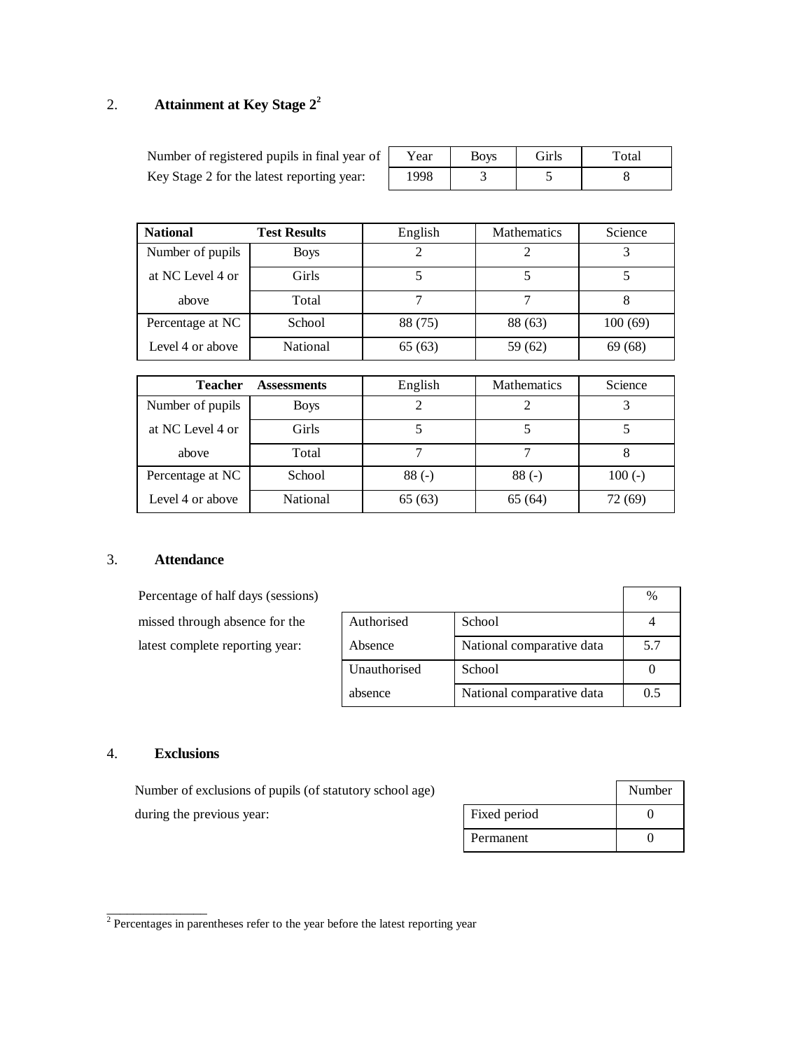## 2. Attainment at Key Stage 2[2]

Number of registered pupils in final year of Key Stage 2 for the latest reporting year:

| Year | Boys | Girls | Total |
|---|---|---|---|
| 1998 | 3 | 5 | 8 |

| **National** | **Test Results** | English | Mathematics | Science |
|---|---|---|---|---|
| Number of pupils at NC Level 4 or above | Boys | 2 | 2 | 3 |
| | Girls | 5 | 5 | 5 |
| | Total | 7 | 7 | 8 |
| Percentage at NC Level 4 or above | School | 88 (75) | 88 (63) | 100 (69) |
| | National | 65 (63) | 59 (62) | 69 (68) |

| **Teacher** | **Assessments** | English | Mathematics | Science |
|---|---|---|---|---|
| Number of pupils at NC Level 4 or above | Boys | 2 | 2 | 3 |
| | Girls | 5 | 5 | 5 |
| | Total | 7 | 7 | 8 |
| Percentage at NC Level 4 or above | School | 88 (-) | 88 (-) | 100 (-) |
| | National | 65 (63) | 65 (64) | 72 (69) |

## 3. Attendance

Percentage of half days (sessions) missed through absence for the latest complete reporting year:

| | | % |
|---|---|---|
| Authorised Absence | School | 4 |
| | National comparative data | 5.7 |
| Unauthorised absence | School | 0 |
| | National comparative data | 0.5 |

## 4. Exclusions

Number of exclusions of pupils (of statutory school age) during the previous year:

| | Number |
|---|---|
| Fixed period | 0 |
| Permanent | 0 |

---

[2] Percentages in parentheses refer to the year before the latest reporting year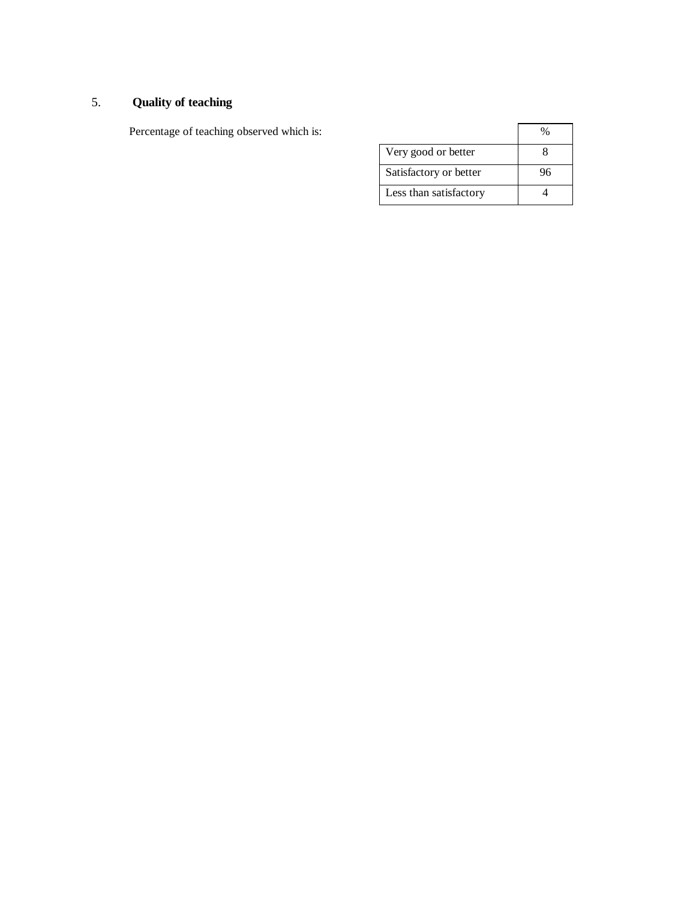## 5. Quality of teaching

Percentage of teaching observed which is:

| | % |
|---|---|
| Very good or better | 8 |
| Satisfactory or better | 96 |
| Less than satisfactory | 4 |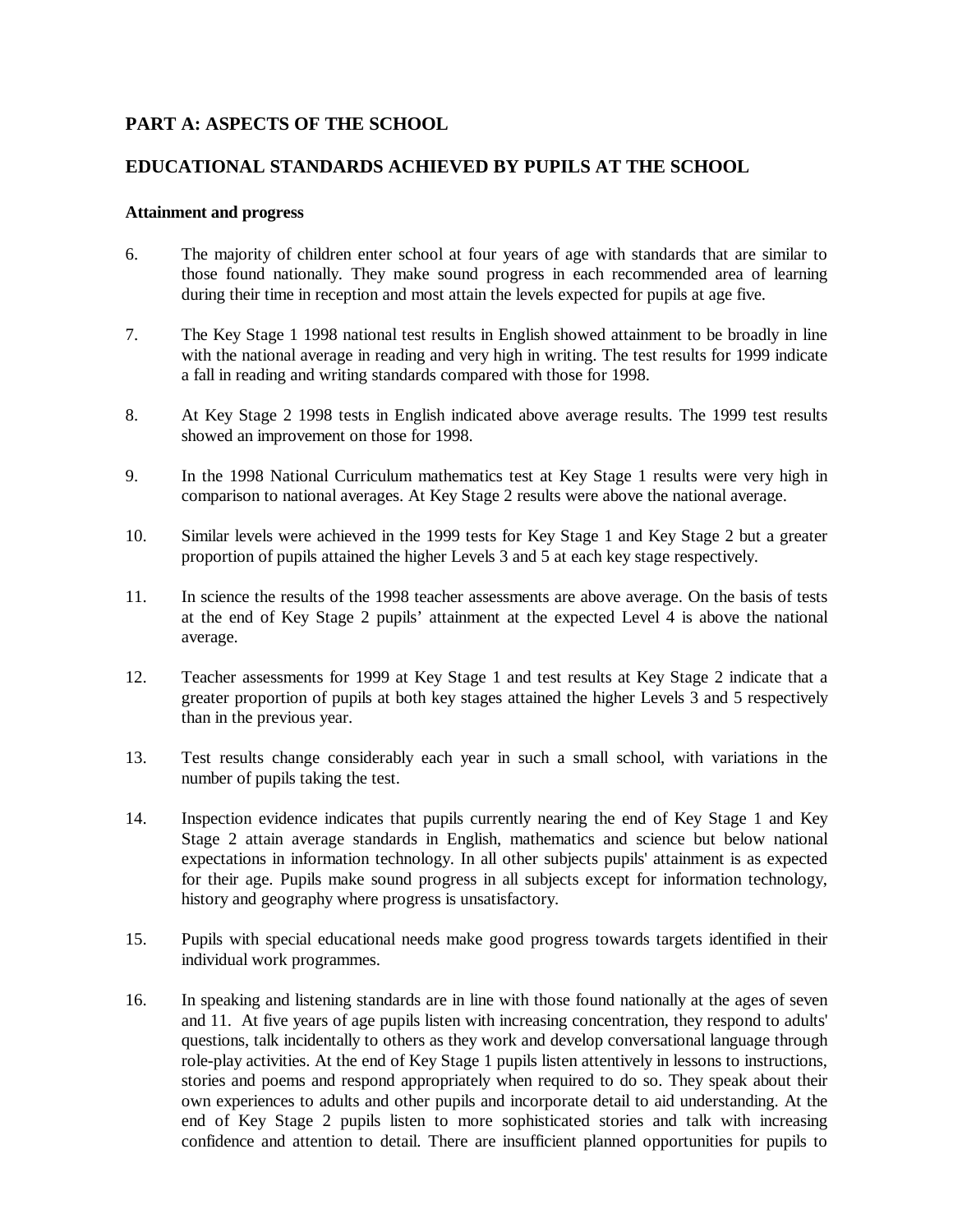## PART A: ASPECTS OF THE SCHOOL

## EDUCATIONAL STANDARDS ACHIEVED BY PUPILS AT THE SCHOOL

### Attainment and progress

6. The majority of children enter school at four years of age with standards that are similar to those found nationally. They make sound progress in each recommended area of learning during their time in reception and most attain the levels expected for pupils at age five.

7. The Key Stage 1 1998 national test results in English showed attainment to be broadly in line with the national average in reading and very high in writing. The test results for 1999 indicate a fall in reading and writing standards compared with those for 1998.

8. At Key Stage 2 1998 tests in English indicated above average results. The 1999 test results showed an improvement on those for 1998.

9. In the 1998 National Curriculum mathematics test at Key Stage 1 results were very high in comparison to national averages. At Key Stage 2 results were above the national average.

10. Similar levels were achieved in the 1999 tests for Key Stage 1 and Key Stage 2 but a greater proportion of pupils attained the higher Levels 3 and 5 at each key stage respectively.

11. In science the results of the 1998 teacher assessments are above average. On the basis of tests at the end of Key Stage 2 pupils' attainment at the expected Level 4 is above the national average.

12. Teacher assessments for 1999 at Key Stage 1 and test results at Key Stage 2 indicate that a greater proportion of pupils at both key stages attained the higher Levels 3 and 5 respectively than in the previous year.

13. Test results change considerably each year in such a small school, with variations in the number of pupils taking the test.

14. Inspection evidence indicates that pupils currently nearing the end of Key Stage 1 and Key Stage 2 attain average standards in English, mathematics and science but below national expectations in information technology. In all other subjects pupils' attainment is as expected for their age. Pupils make sound progress in all subjects except for information technology, history and geography where progress is unsatisfactory.

15. Pupils with special educational needs make good progress towards targets identified in their individual work programmes.

16. In speaking and listening standards are in line with those found nationally at the ages of seven and 11. At five years of age pupils listen with increasing concentration, they respond to adults' questions, talk incidentally to others as they work and develop conversational language through role-play activities. At the end of Key Stage 1 pupils listen attentively in lessons to instructions, stories and poems and respond appropriately when required to do so. They speak about their own experiences to adults and other pupils and incorporate detail to aid understanding. At the end of Key Stage 2 pupils listen to more sophisticated stories and talk with increasing confidence and attention to detail. There are insufficient planned opportunities for pupils to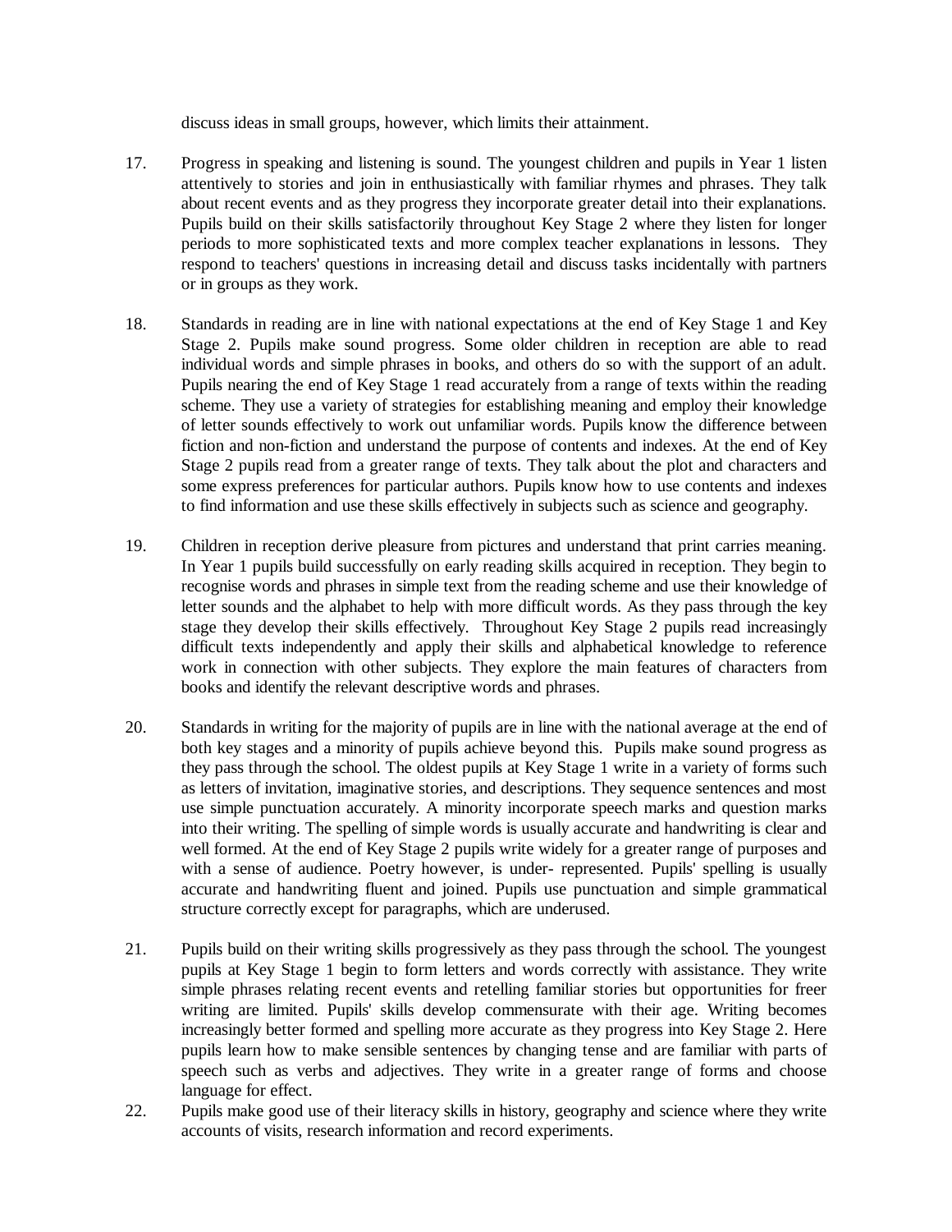discuss ideas in small groups, however, which limits their attainment.

17. Progress in speaking and listening is sound. The youngest children and pupils in Year 1 listen attentively to stories and join in enthusiastically with familiar rhymes and phrases. They talk about recent events and as they progress they incorporate greater detail into their explanations. Pupils build on their skills satisfactorily throughout Key Stage 2 where they listen for longer periods to more sophisticated texts and more complex teacher explanations in lessons. They respond to teachers' questions in increasing detail and discuss tasks incidentally with partners or in groups as they work.

18. Standards in reading are in line with national expectations at the end of Key Stage 1 and Key Stage 2. Pupils make sound progress. Some older children in reception are able to read individual words and simple phrases in books, and others do so with the support of an adult. Pupils nearing the end of Key Stage 1 read accurately from a range of texts within the reading scheme. They use a variety of strategies for establishing meaning and employ their knowledge of letter sounds effectively to work out unfamiliar words. Pupils know the difference between fiction and non-fiction and understand the purpose of contents and indexes. At the end of Key Stage 2 pupils read from a greater range of texts. They talk about the plot and characters and some express preferences for particular authors. Pupils know how to use contents and indexes to find information and use these skills effectively in subjects such as science and geography.

19. Children in reception derive pleasure from pictures and understand that print carries meaning. In Year 1 pupils build successfully on early reading skills acquired in reception. They begin to recognise words and phrases in simple text from the reading scheme and use their knowledge of letter sounds and the alphabet to help with more difficult words. As they pass through the key stage they develop their skills effectively. Throughout Key Stage 2 pupils read increasingly difficult texts independently and apply their skills and alphabetical knowledge to reference work in connection with other subjects. They explore the main features of characters from books and identify the relevant descriptive words and phrases.

20. Standards in writing for the majority of pupils are in line with the national average at the end of both key stages and a minority of pupils achieve beyond this. Pupils make sound progress as they pass through the school. The oldest pupils at Key Stage 1 write in a variety of forms such as letters of invitation, imaginative stories, and descriptions. They sequence sentences and most use simple punctuation accurately. A minority incorporate speech marks and question marks into their writing. The spelling of simple words is usually accurate and handwriting is clear and well formed. At the end of Key Stage 2 pupils write widely for a greater range of purposes and with a sense of audience. Poetry however, is under- represented. Pupils' spelling is usually accurate and handwriting fluent and joined. Pupils use punctuation and simple grammatical structure correctly except for paragraphs, which are underused.

21. Pupils build on their writing skills progressively as they pass through the school. The youngest pupils at Key Stage 1 begin to form letters and words correctly with assistance. They write simple phrases relating recent events and retelling familiar stories but opportunities for freer writing are limited. Pupils' skills develop commensurate with their age. Writing becomes increasingly better formed and spelling more accurate as they progress into Key Stage 2. Here pupils learn how to make sensible sentences by changing tense and are familiar with parts of speech such as verbs and adjectives. They write in a greater range of forms and choose language for effect.

22. Pupils make good use of their literacy skills in history, geography and science where they write accounts of visits, research information and record experiments.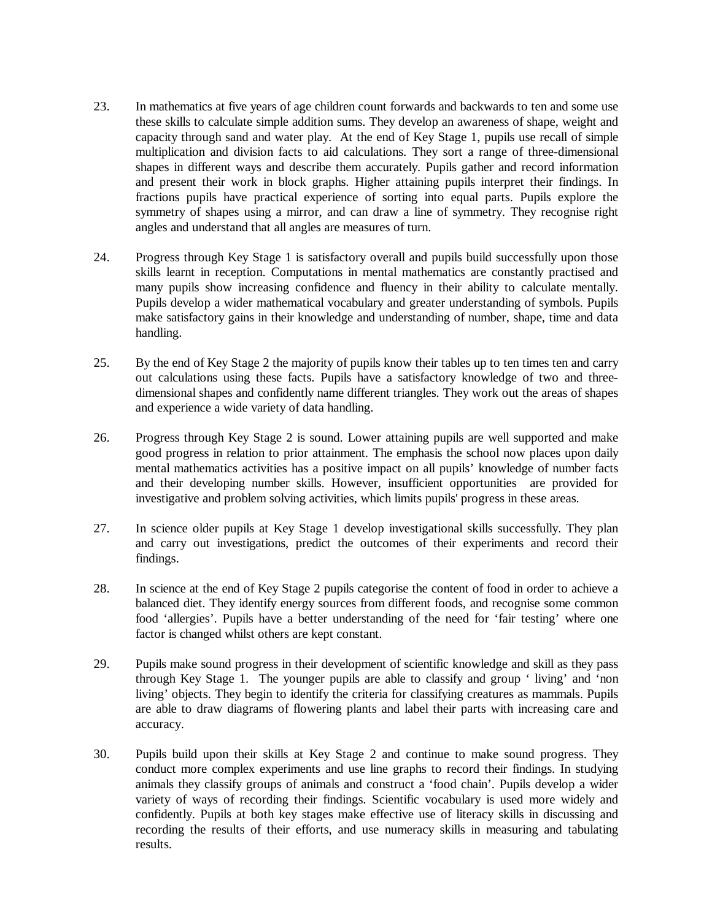23. In mathematics at five years of age children count forwards and backwards to ten and some use these skills to calculate simple addition sums. They develop an awareness of shape, weight and capacity through sand and water play. At the end of Key Stage 1, pupils use recall of simple multiplication and division facts to aid calculations. They sort a range of three-dimensional shapes in different ways and describe them accurately. Pupils gather and record information and present their work in block graphs. Higher attaining pupils interpret their findings. In fractions pupils have practical experience of sorting into equal parts. Pupils explore the symmetry of shapes using a mirror, and can draw a line of symmetry. They recognise right angles and understand that all angles are measures of turn.

24. Progress through Key Stage 1 is satisfactory overall and pupils build successfully upon those skills learnt in reception. Computations in mental mathematics are constantly practised and many pupils show increasing confidence and fluency in their ability to calculate mentally. Pupils develop a wider mathematical vocabulary and greater understanding of symbols. Pupils make satisfactory gains in their knowledge and understanding of number, shape, time and data handling.

25. By the end of Key Stage 2 the majority of pupils know their tables up to ten times ten and carry out calculations using these facts. Pupils have a satisfactory knowledge of two and three-dimensional shapes and confidently name different triangles. They work out the areas of shapes and experience a wide variety of data handling.

26. Progress through Key Stage 2 is sound. Lower attaining pupils are well supported and make good progress in relation to prior attainment. The emphasis the school now places upon daily mental mathematics activities has a positive impact on all pupils' knowledge of number facts and their developing number skills. However, insufficient opportunities are provided for investigative and problem solving activities, which limits pupils' progress in these areas.

27. In science older pupils at Key Stage 1 develop investigational skills successfully. They plan and carry out investigations, predict the outcomes of their experiments and record their findings.

28. In science at the end of Key Stage 2 pupils categorise the content of food in order to achieve a balanced diet. They identify energy sources from different foods, and recognise some common food 'allergies'. Pupils have a better understanding of the need for 'fair testing' where one factor is changed whilst others are kept constant.

29. Pupils make sound progress in their development of scientific knowledge and skill as they pass through Key Stage 1. The younger pupils are able to classify and group ' living' and 'non living' objects. They begin to identify the criteria for classifying creatures as mammals. Pupils are able to draw diagrams of flowering plants and label their parts with increasing care and accuracy.

30. Pupils build upon their skills at Key Stage 2 and continue to make sound progress. They conduct more complex experiments and use line graphs to record their findings. In studying animals they classify groups of animals and construct a 'food chain'. Pupils develop a wider variety of ways of recording their findings. Scientific vocabulary is used more widely and confidently. Pupils at both key stages make effective use of literacy skills in discussing and recording the results of their efforts, and use numeracy skills in measuring and tabulating results.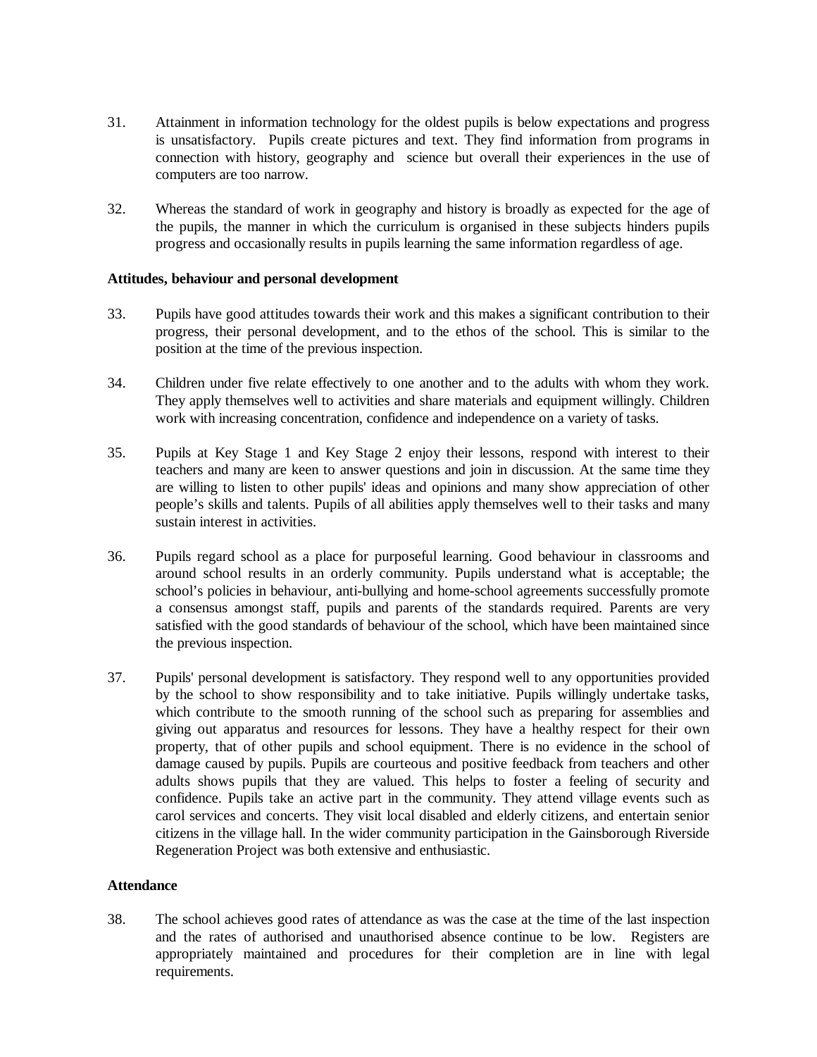31. Attainment in information technology for the oldest pupils is below expectations and progress is unsatisfactory. Pupils create pictures and text. They find information from programs in connection with history, geography and science but overall their experiences in the use of computers are too narrow.

32. Whereas the standard of work in geography and history is broadly as expected for the age of the pupils, the manner in which the curriculum is organised in these subjects hinders pupils progress and occasionally results in pupils learning the same information regardless of age.

**Attitudes, behaviour and personal development**

33. Pupils have good attitudes towards their work and this makes a significant contribution to their progress, their personal development, and to the ethos of the school. This is similar to the position at the time of the previous inspection.

34. Children under five relate effectively to one another and to the adults with whom they work. They apply themselves well to activities and share materials and equipment willingly. Children work with increasing concentration, confidence and independence on a variety of tasks.

35. Pupils at Key Stage 1 and Key Stage 2 enjoy their lessons, respond with interest to their teachers and many are keen to answer questions and join in discussion. At the same time they are willing to listen to other pupils' ideas and opinions and many show appreciation of other people's skills and talents. Pupils of all abilities apply themselves well to their tasks and many sustain interest in activities.

36. Pupils regard school as a place for purposeful learning. Good behaviour in classrooms and around school results in an orderly community. Pupils understand what is acceptable; the school's policies in behaviour, anti-bullying and home-school agreements successfully promote a consensus amongst staff, pupils and parents of the standards required. Parents are very satisfied with the good standards of behaviour of the school, which have been maintained since the previous inspection.

37. Pupils' personal development is satisfactory. They respond well to any opportunities provided by the school to show responsibility and to take initiative. Pupils willingly undertake tasks, which contribute to the smooth running of the school such as preparing for assemblies and giving out apparatus and resources for lessons. They have a healthy respect for their own property, that of other pupils and school equipment. There is no evidence in the school of damage caused by pupils. Pupils are courteous and positive feedback from teachers and other adults shows pupils that they are valued. This helps to foster a feeling of security and confidence. Pupils take an active part in the community. They attend village events such as carol services and concerts. They visit local disabled and elderly citizens, and entertain senior citizens in the village hall. In the wider community participation in the Gainsborough Riverside Regeneration Project was both extensive and enthusiastic.

**Attendance**

38. The school achieves good rates of attendance as was the case at the time of the last inspection and the rates of authorised and unauthorised absence continue to be low. Registers are appropriately maintained and procedures for their completion are in line with legal requirements.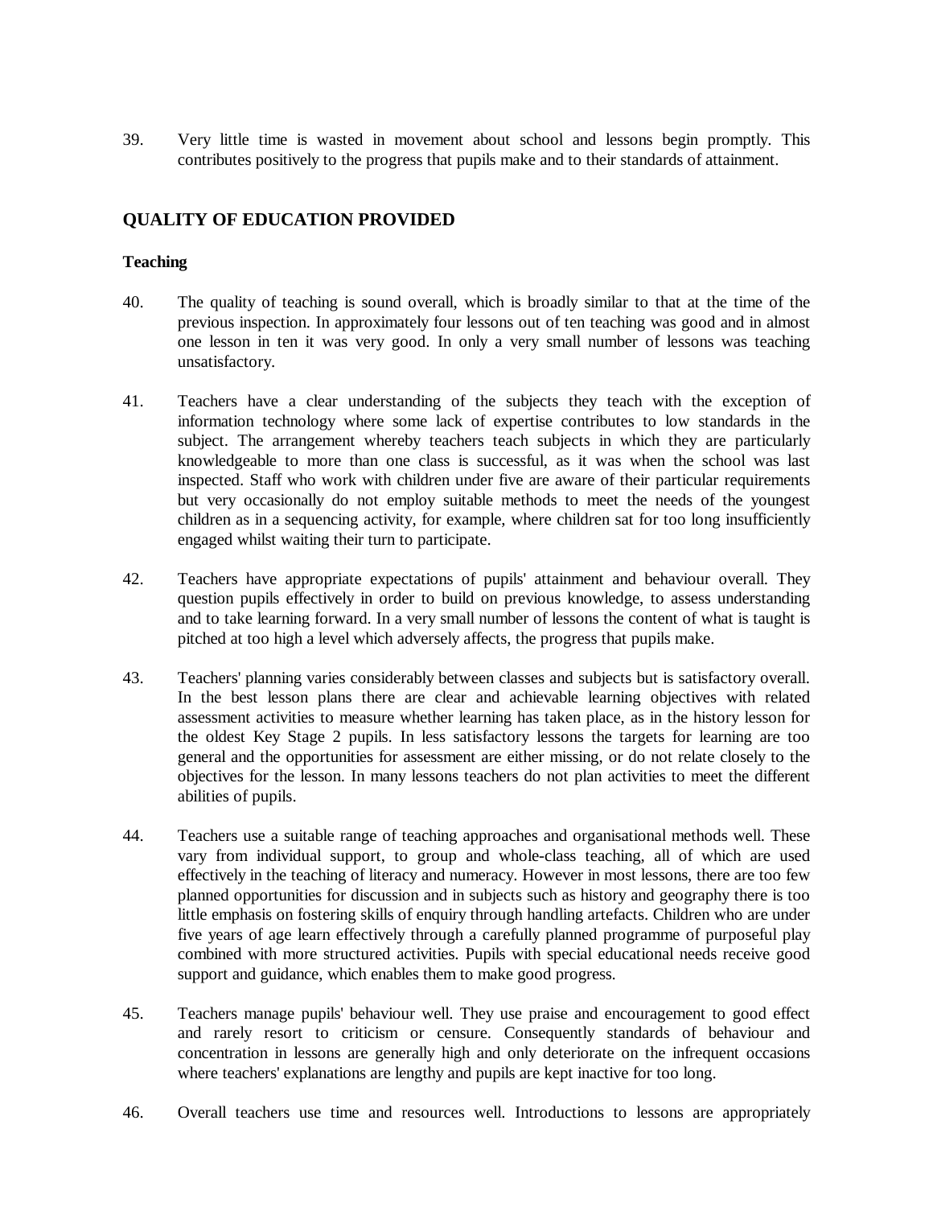39. Very little time is wasted in movement about school and lessons begin promptly. This contributes positively to the progress that pupils make and to their standards of attainment.

## QUALITY OF EDUCATION PROVIDED

### Teaching

40. The quality of teaching is sound overall, which is broadly similar to that at the time of the previous inspection. In approximately four lessons out of ten teaching was good and in almost one lesson in ten it was very good. In only a very small number of lessons was teaching unsatisfactory.

41. Teachers have a clear understanding of the subjects they teach with the exception of information technology where some lack of expertise contributes to low standards in the subject. The arrangement whereby teachers teach subjects in which they are particularly knowledgeable to more than one class is successful, as it was when the school was last inspected. Staff who work with children under five are aware of their particular requirements but very occasionally do not employ suitable methods to meet the needs of the youngest children as in a sequencing activity, for example, where children sat for too long insufficiently engaged whilst waiting their turn to participate.

42. Teachers have appropriate expectations of pupils' attainment and behaviour overall. They question pupils effectively in order to build on previous knowledge, to assess understanding and to take learning forward. In a very small number of lessons the content of what is taught is pitched at too high a level which adversely affects, the progress that pupils make.

43. Teachers' planning varies considerably between classes and subjects but is satisfactory overall. In the best lesson plans there are clear and achievable learning objectives with related assessment activities to measure whether learning has taken place, as in the history lesson for the oldest Key Stage 2 pupils. In less satisfactory lessons the targets for learning are too general and the opportunities for assessment are either missing, or do not relate closely to the objectives for the lesson. In many lessons teachers do not plan activities to meet the different abilities of pupils.

44. Teachers use a suitable range of teaching approaches and organisational methods well. These vary from individual support, to group and whole-class teaching, all of which are used effectively in the teaching of literacy and numeracy. However in most lessons, there are too few planned opportunities for discussion and in subjects such as history and geography there is too little emphasis on fostering skills of enquiry through handling artefacts. Children who are under five years of age learn effectively through a carefully planned programme of purposeful play combined with more structured activities. Pupils with special educational needs receive good support and guidance, which enables them to make good progress.

45. Teachers manage pupils' behaviour well. They use praise and encouragement to good effect and rarely resort to criticism or censure. Consequently standards of behaviour and concentration in lessons are generally high and only deteriorate on the infrequent occasions where teachers' explanations are lengthy and pupils are kept inactive for too long.

46. Overall teachers use time and resources well. Introductions to lessons are appropriately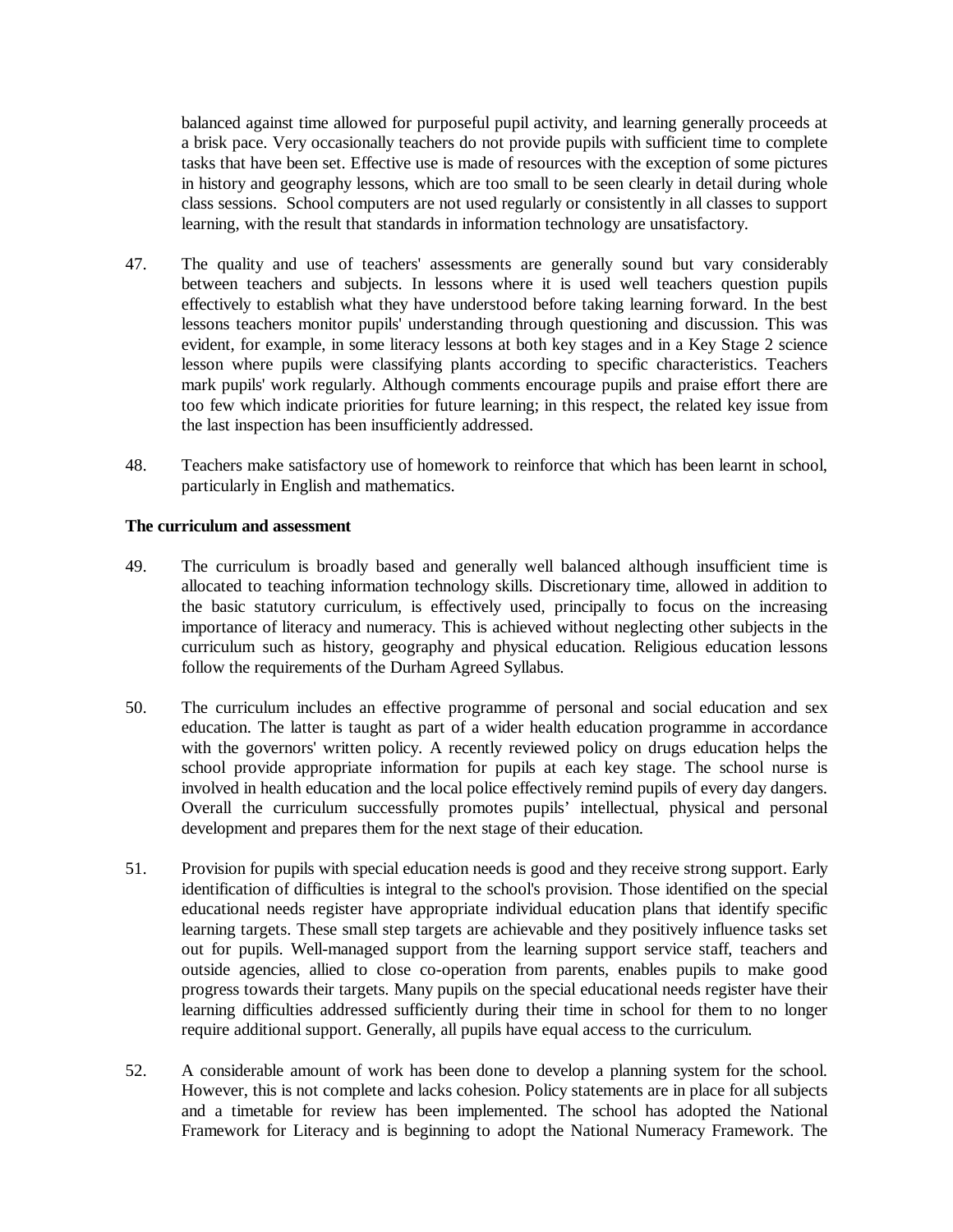balanced against time allowed for purposeful pupil activity, and learning generally proceeds at a brisk pace. Very occasionally teachers do not provide pupils with sufficient time to complete tasks that have been set. Effective use is made of resources with the exception of some pictures in history and geography lessons, which are too small to be seen clearly in detail during whole class sessions. School computers are not used regularly or consistently in all classes to support learning, with the result that standards in information technology are unsatisfactory.

47. The quality and use of teachers' assessments are generally sound but vary considerably between teachers and subjects. In lessons where it is used well teachers question pupils effectively to establish what they have understood before taking learning forward. In the best lessons teachers monitor pupils' understanding through questioning and discussion. This was evident, for example, in some literacy lessons at both key stages and in a Key Stage 2 science lesson where pupils were classifying plants according to specific characteristics. Teachers mark pupils' work regularly. Although comments encourage pupils and praise effort there are too few which indicate priorities for future learning; in this respect, the related key issue from the last inspection has been insufficiently addressed.

48. Teachers make satisfactory use of homework to reinforce that which has been learnt in school, particularly in English and mathematics.

**The curriculum and assessment**

49. The curriculum is broadly based and generally well balanced although insufficient time is allocated to teaching information technology skills. Discretionary time, allowed in addition to the basic statutory curriculum, is effectively used, principally to focus on the increasing importance of literacy and numeracy. This is achieved without neglecting other subjects in the curriculum such as history, geography and physical education. Religious education lessons follow the requirements of the Durham Agreed Syllabus.

50. The curriculum includes an effective programme of personal and social education and sex education. The latter is taught as part of a wider health education programme in accordance with the governors' written policy. A recently reviewed policy on drugs education helps the school provide appropriate information for pupils at each key stage. The school nurse is involved in health education and the local police effectively remind pupils of every day dangers. Overall the curriculum successfully promotes pupils' intellectual, physical and personal development and prepares them for the next stage of their education.

51. Provision for pupils with special education needs is good and they receive strong support. Early identification of difficulties is integral to the school's provision. Those identified on the special educational needs register have appropriate individual education plans that identify specific learning targets. These small step targets are achievable and they positively influence tasks set out for pupils. Well-managed support from the learning support service staff, teachers and outside agencies, allied to close co-operation from parents, enables pupils to make good progress towards their targets. Many pupils on the special educational needs register have their learning difficulties addressed sufficiently during their time in school for them to no longer require additional support. Generally, all pupils have equal access to the curriculum.

52. A considerable amount of work has been done to develop a planning system for the school. However, this is not complete and lacks cohesion. Policy statements are in place for all subjects and a timetable for review has been implemented. The school has adopted the National Framework for Literacy and is beginning to adopt the National Numeracy Framework. The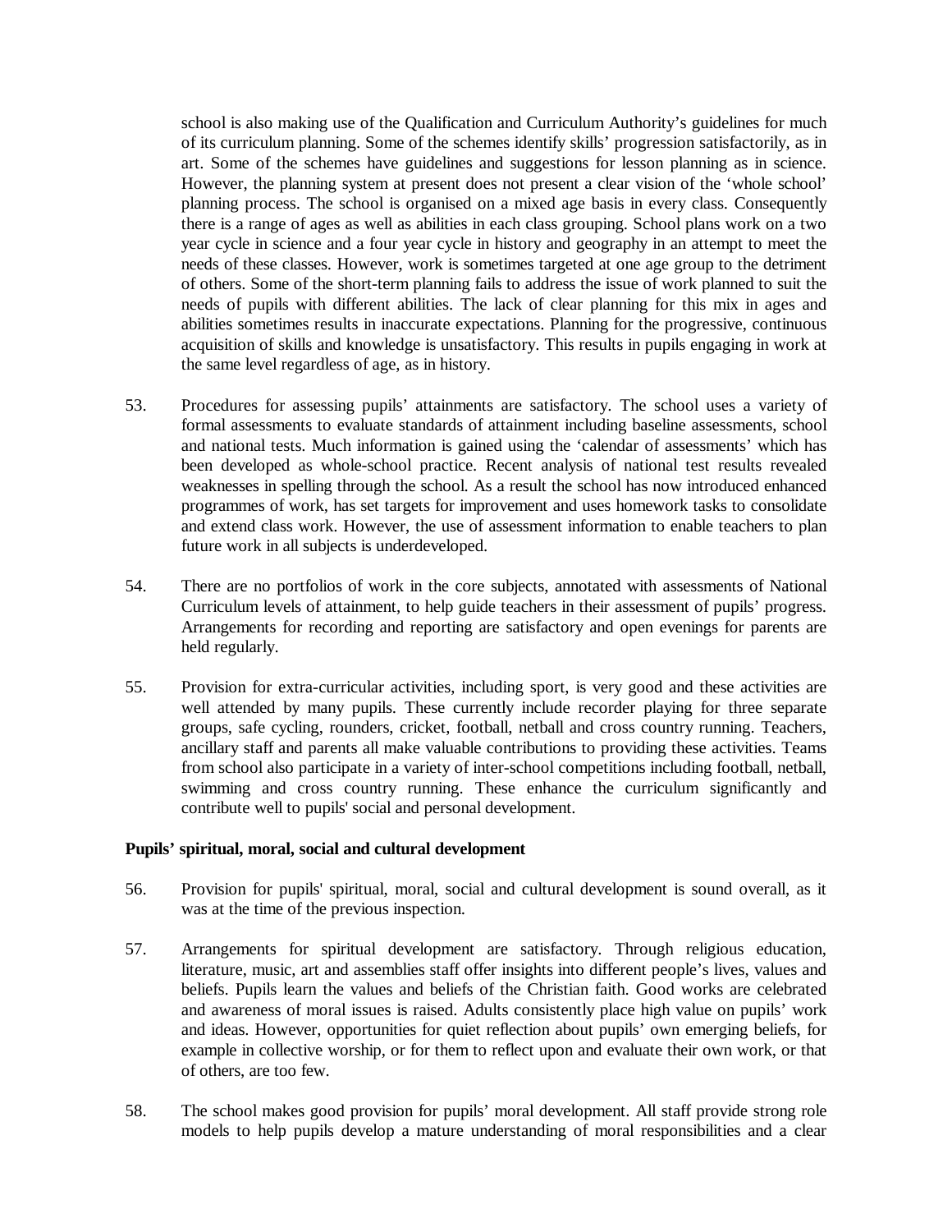school is also making use of the Qualification and Curriculum Authority's guidelines for much of its curriculum planning. Some of the schemes identify skills' progression satisfactorily, as in art. Some of the schemes have guidelines and suggestions for lesson planning as in science. However, the planning system at present does not present a clear vision of the 'whole school' planning process. The school is organised on a mixed age basis in every class. Consequently there is a range of ages as well as abilities in each class grouping. School plans work on a two year cycle in science and a four year cycle in history and geography in an attempt to meet the needs of these classes. However, work is sometimes targeted at one age group to the detriment of others. Some of the short-term planning fails to address the issue of work planned to suit the needs of pupils with different abilities. The lack of clear planning for this mix in ages and abilities sometimes results in inaccurate expectations. Planning for the progressive, continuous acquisition of skills and knowledge is unsatisfactory. This results in pupils engaging in work at the same level regardless of age, as in history.

53. Procedures for assessing pupils' attainments are satisfactory. The school uses a variety of formal assessments to evaluate standards of attainment including baseline assessments, school and national tests. Much information is gained using the 'calendar of assessments' which has been developed as whole-school practice. Recent analysis of national test results revealed weaknesses in spelling through the school. As a result the school has now introduced enhanced programmes of work, has set targets for improvement and uses homework tasks to consolidate and extend class work. However, the use of assessment information to enable teachers to plan future work in all subjects is underdeveloped.

54. There are no portfolios of work in the core subjects, annotated with assessments of National Curriculum levels of attainment, to help guide teachers in their assessment of pupils' progress. Arrangements for recording and reporting are satisfactory and open evenings for parents are held regularly.

55. Provision for extra-curricular activities, including sport, is very good and these activities are well attended by many pupils. These currently include recorder playing for three separate groups, safe cycling, rounders, cricket, football, netball and cross country running. Teachers, ancillary staff and parents all make valuable contributions to providing these activities. Teams from school also participate in a variety of inter-school competitions including football, netball, swimming and cross country running. These enhance the curriculum significantly and contribute well to pupils' social and personal development.

**Pupils' spiritual, moral, social and cultural development**

56. Provision for pupils' spiritual, moral, social and cultural development is sound overall, as it was at the time of the previous inspection.

57. Arrangements for spiritual development are satisfactory. Through religious education, literature, music, art and assemblies staff offer insights into different people's lives, values and beliefs. Pupils learn the values and beliefs of the Christian faith. Good works are celebrated and awareness of moral issues is raised. Adults consistently place high value on pupils' work and ideas. However, opportunities for quiet reflection about pupils' own emerging beliefs, for example in collective worship, or for them to reflect upon and evaluate their own work, or that of others, are too few.

58. The school makes good provision for pupils' moral development. All staff provide strong role models to help pupils develop a mature understanding of moral responsibilities and a clear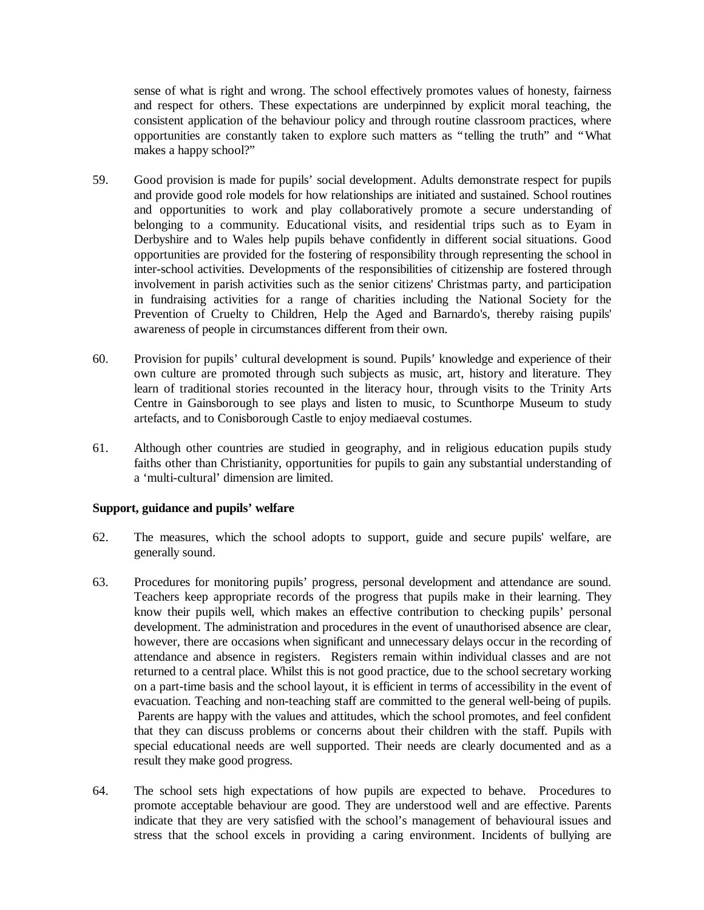sense of what is right and wrong. The school effectively promotes values of honesty, fairness and respect for others. These expectations are underpinned by explicit moral teaching, the consistent application of the behaviour policy and through routine classroom practices, where opportunities are constantly taken to explore such matters as "telling the truth" and "What makes a happy school?"

59. Good provision is made for pupils' social development. Adults demonstrate respect for pupils and provide good role models for how relationships are initiated and sustained. School routines and opportunities to work and play collaboratively promote a secure understanding of belonging to a community. Educational visits, and residential trips such as to Eyam in Derbyshire and to Wales help pupils behave confidently in different social situations. Good opportunities are provided for the fostering of responsibility through representing the school in inter-school activities. Developments of the responsibilities of citizenship are fostered through involvement in parish activities such as the senior citizens' Christmas party, and participation in fundraising activities for a range of charities including the National Society for the Prevention of Cruelty to Children, Help the Aged and Barnardo's, thereby raising pupils' awareness of people in circumstances different from their own.

60. Provision for pupils' cultural development is sound. Pupils' knowledge and experience of their own culture are promoted through such subjects as music, art, history and literature. They learn of traditional stories recounted in the literacy hour, through visits to the Trinity Arts Centre in Gainsborough to see plays and listen to music, to Scunthorpe Museum to study artefacts, and to Conisborough Castle to enjoy mediaeval costumes.

61. Although other countries are studied in geography, and in religious education pupils study faiths other than Christianity, opportunities for pupils to gain any substantial understanding of a 'multi-cultural' dimension are limited.

**Support, guidance and pupils' welfare**

62. The measures, which the school adopts to support, guide and secure pupils' welfare, are generally sound.

63. Procedures for monitoring pupils' progress, personal development and attendance are sound. Teachers keep appropriate records of the progress that pupils make in their learning. They know their pupils well, which makes an effective contribution to checking pupils' personal development. The administration and procedures in the event of unauthorised absence are clear, however, there are occasions when significant and unnecessary delays occur in the recording of attendance and absence in registers. Registers remain within individual classes and are not returned to a central place. Whilst this is not good practice, due to the school secretary working on a part-time basis and the school layout, it is efficient in terms of accessibility in the event of evacuation. Teaching and non-teaching staff are committed to the general well-being of pupils. Parents are happy with the values and attitudes, which the school promotes, and feel confident that they can discuss problems or concerns about their children with the staff. Pupils with special educational needs are well supported. Their needs are clearly documented and as a result they make good progress.

64. The school sets high expectations of how pupils are expected to behave. Procedures to promote acceptable behaviour are good. They are understood well and are effective. Parents indicate that they are very satisfied with the school's management of behavioural issues and stress that the school excels in providing a caring environment. Incidents of bullying are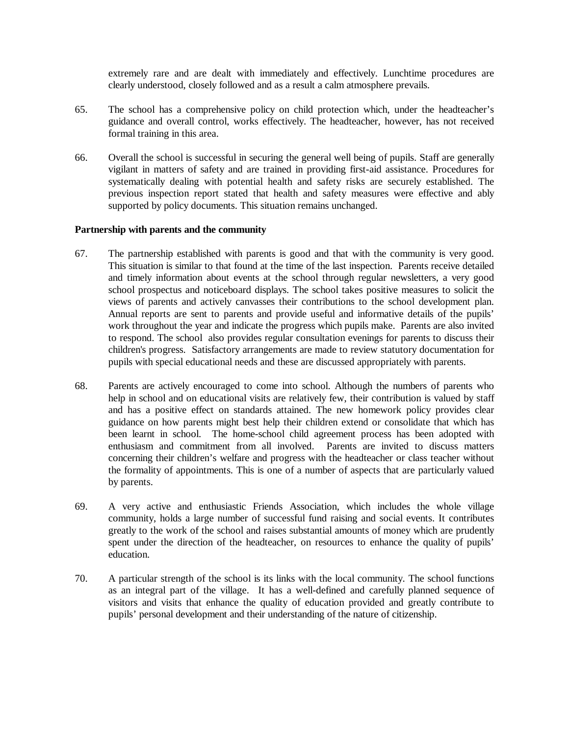extremely rare and are dealt with immediately and effectively. Lunchtime procedures are clearly understood, closely followed and as a result a calm atmosphere prevails.

65. The school has a comprehensive policy on child protection which, under the headteacher's guidance and overall control, works effectively. The headteacher, however, has not received formal training in this area.

66. Overall the school is successful in securing the general well being of pupils. Staff are generally vigilant in matters of safety and are trained in providing first-aid assistance. Procedures for systematically dealing with potential health and safety risks are securely established. The previous inspection report stated that health and safety measures were effective and ably supported by policy documents. This situation remains unchanged.

**Partnership with parents and the community**

67. The partnership established with parents is good and that with the community is very good. This situation is similar to that found at the time of the last inspection. Parents receive detailed and timely information about events at the school through regular newsletters, a very good school prospectus and noticeboard displays. The school takes positive measures to solicit the views of parents and actively canvasses their contributions to the school development plan. Annual reports are sent to parents and provide useful and informative details of the pupils' work throughout the year and indicate the progress which pupils make. Parents are also invited to respond. The school also provides regular consultation evenings for parents to discuss their children's progress. Satisfactory arrangements are made to review statutory documentation for pupils with special educational needs and these are discussed appropriately with parents.

68. Parents are actively encouraged to come into school. Although the numbers of parents who help in school and on educational visits are relatively few, their contribution is valued by staff and has a positive effect on standards attained. The new homework policy provides clear guidance on how parents might best help their children extend or consolidate that which has been learnt in school. The home-school child agreement process has been adopted with enthusiasm and commitment from all involved. Parents are invited to discuss matters concerning their children's welfare and progress with the headteacher or class teacher without the formality of appointments. This is one of a number of aspects that are particularly valued by parents.

69. A very active and enthusiastic Friends Association, which includes the whole village community, holds a large number of successful fund raising and social events. It contributes greatly to the work of the school and raises substantial amounts of money which are prudently spent under the direction of the headteacher, on resources to enhance the quality of pupils' education.

70. A particular strength of the school is its links with the local community. The school functions as an integral part of the village. It has a well-defined and carefully planned sequence of visitors and visits that enhance the quality of education provided and greatly contribute to pupils' personal development and their understanding of the nature of citizenship.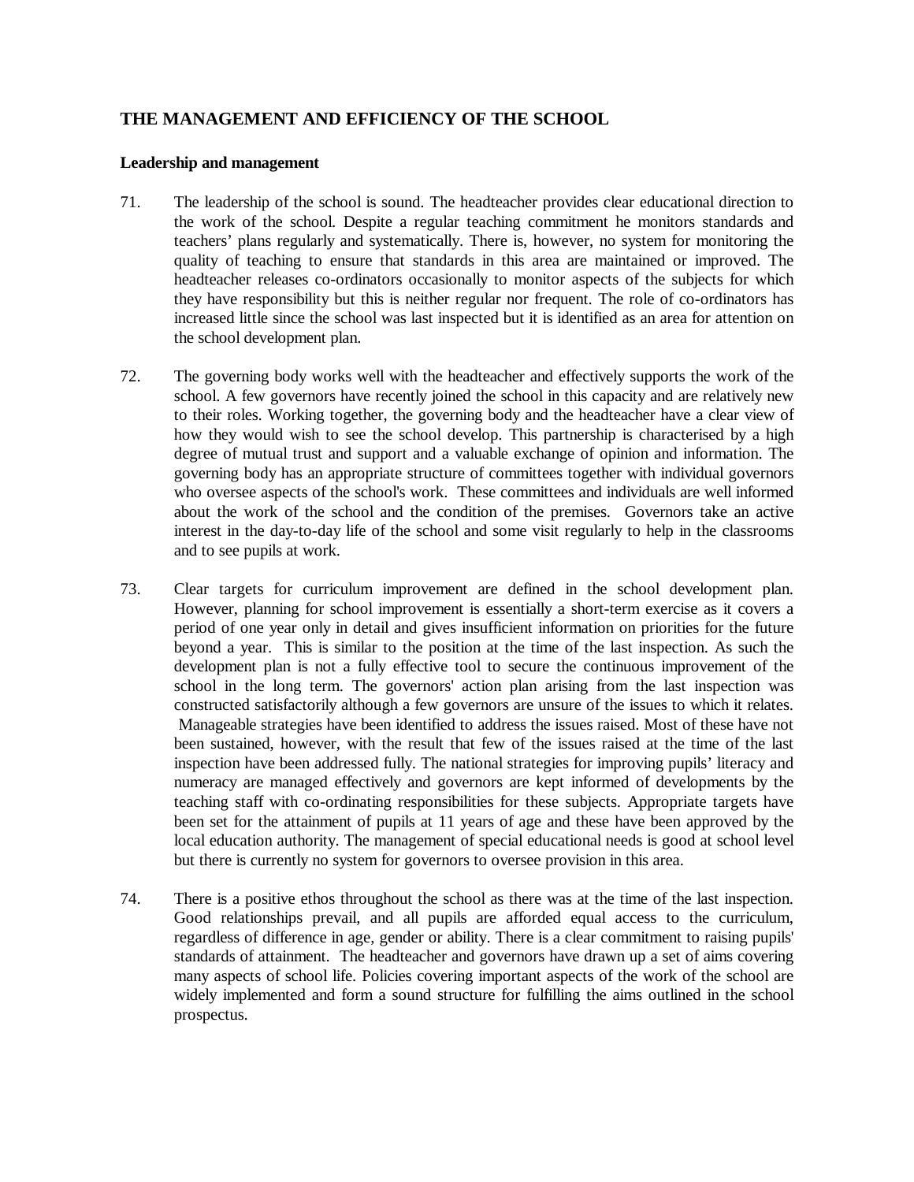## THE MANAGEMENT AND EFFICIENCY OF THE SCHOOL

### Leadership and management

71. The leadership of the school is sound. The headteacher provides clear educational direction to the work of the school. Despite a regular teaching commitment he monitors standards and teachers' plans regularly and systematically. There is, however, no system for monitoring the quality of teaching to ensure that standards in this area are maintained or improved. The headteacher releases co-ordinators occasionally to monitor aspects of the subjects for which they have responsibility but this is neither regular nor frequent. The role of co-ordinators has increased little since the school was last inspected but it is identified as an area for attention on the school development plan.

72. The governing body works well with the headteacher and effectively supports the work of the school. A few governors have recently joined the school in this capacity and are relatively new to their roles. Working together, the governing body and the headteacher have a clear view of how they would wish to see the school develop. This partnership is characterised by a high degree of mutual trust and support and a valuable exchange of opinion and information. The governing body has an appropriate structure of committees together with individual governors who oversee aspects of the school's work. These committees and individuals are well informed about the work of the school and the condition of the premises. Governors take an active interest in the day-to-day life of the school and some visit regularly to help in the classrooms and to see pupils at work.

73. Clear targets for curriculum improvement are defined in the school development plan. However, planning for school improvement is essentially a short-term exercise as it covers a period of one year only in detail and gives insufficient information on priorities for the future beyond a year. This is similar to the position at the time of the last inspection. As such the development plan is not a fully effective tool to secure the continuous improvement of the school in the long term. The governors' action plan arising from the last inspection was constructed satisfactorily although a few governors are unsure of the issues to which it relates. Manageable strategies have been identified to address the issues raised. Most of these have not been sustained, however, with the result that few of the issues raised at the time of the last inspection have been addressed fully. The national strategies for improving pupils' literacy and numeracy are managed effectively and governors are kept informed of developments by the teaching staff with co-ordinating responsibilities for these subjects. Appropriate targets have been set for the attainment of pupils at 11 years of age and these have been approved by the local education authority. The management of special educational needs is good at school level but there is currently no system for governors to oversee provision in this area.

74. There is a positive ethos throughout the school as there was at the time of the last inspection. Good relationships prevail, and all pupils are afforded equal access to the curriculum, regardless of difference in age, gender or ability. There is a clear commitment to raising pupils' standards of attainment. The headteacher and governors have drawn up a set of aims covering many aspects of school life. Policies covering important aspects of the work of the school are widely implemented and form a sound structure for fulfilling the aims outlined in the school prospectus.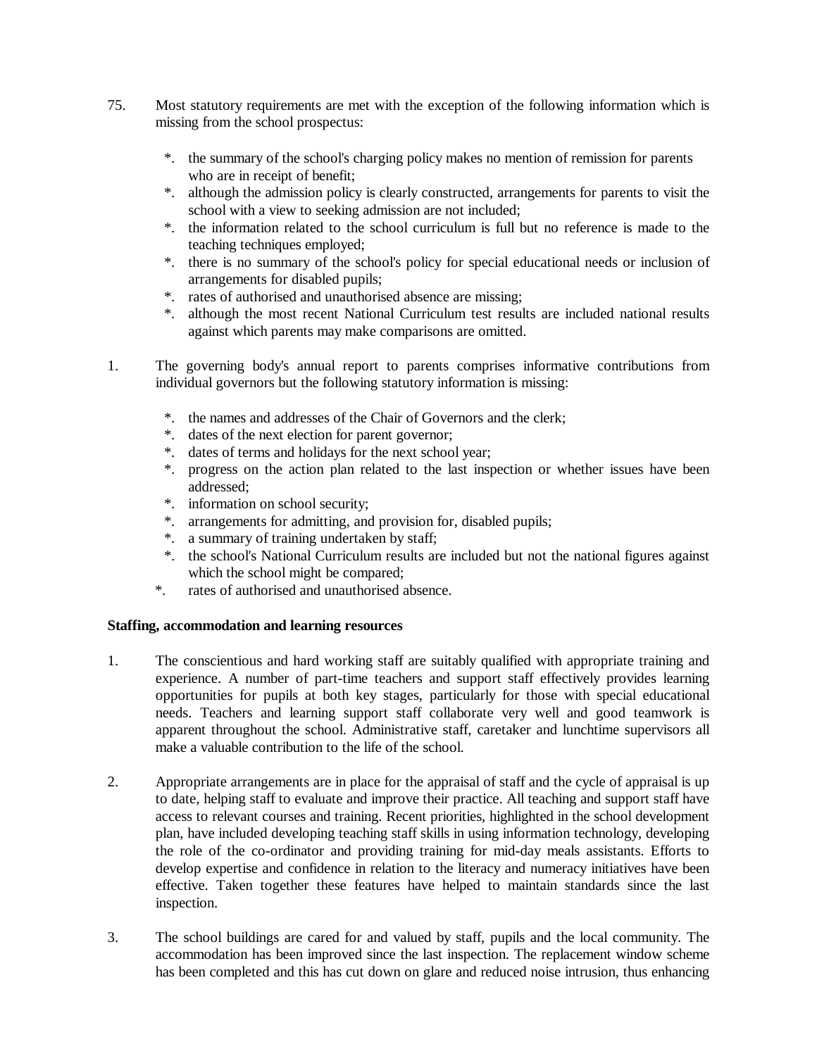75. Most statutory requirements are met with the exception of the following information which is missing from the school prospectus:

   *. the summary of the school's charging policy makes no mention of remission for parents who are in receipt of benefit;
   *. although the admission policy is clearly constructed, arrangements for parents to visit the school with a view to seeking admission are not included;
   *. the information related to the school curriculum is full but no reference is made to the teaching techniques employed;
   *. there is no summary of the school's policy for special educational needs or inclusion of arrangements for disabled pupils;
   *. rates of authorised and unauthorised absence are missing;
   *. although the most recent National Curriculum test results are included national results against which parents may make comparisons are omitted.

1. The governing body's annual report to parents comprises informative contributions from individual governors but the following statutory information is missing:

   *. the names and addresses of the Chair of Governors and the clerk;
   *. dates of the next election for parent governor;
   *. dates of terms and holidays for the next school year;
   *. progress on the action plan related to the last inspection or whether issues have been addressed;
   *. information on school security;
   *. arrangements for admitting, and provision for, disabled pupils;
   *. a summary of training undertaken by staff;
   *. the school's National Curriculum results are included but not the national figures against which the school might be compared;
   *. rates of authorised and unauthorised absence.

**Staffing, accommodation and learning resources**

1. The conscientious and hard working staff are suitably qualified with appropriate training and experience. A number of part-time teachers and support staff effectively provides learning opportunities for pupils at both key stages, particularly for those with special educational needs. Teachers and learning support staff collaborate very well and good teamwork is apparent throughout the school. Administrative staff, caretaker and lunchtime supervisors all make a valuable contribution to the life of the school.

2. Appropriate arrangements are in place for the appraisal of staff and the cycle of appraisal is up to date, helping staff to evaluate and improve their practice. All teaching and support staff have access to relevant courses and training. Recent priorities, highlighted in the school development plan, have included developing teaching staff skills in using information technology, developing the role of the co-ordinator and providing training for mid-day meals assistants. Efforts to develop expertise and confidence in relation to the literacy and numeracy initiatives have been effective. Taken together these features have helped to maintain standards since the last inspection.

3. The school buildings are cared for and valued by staff, pupils and the local community. The accommodation has been improved since the last inspection. The replacement window scheme has been completed and this has cut down on glare and reduced noise intrusion, thus enhancing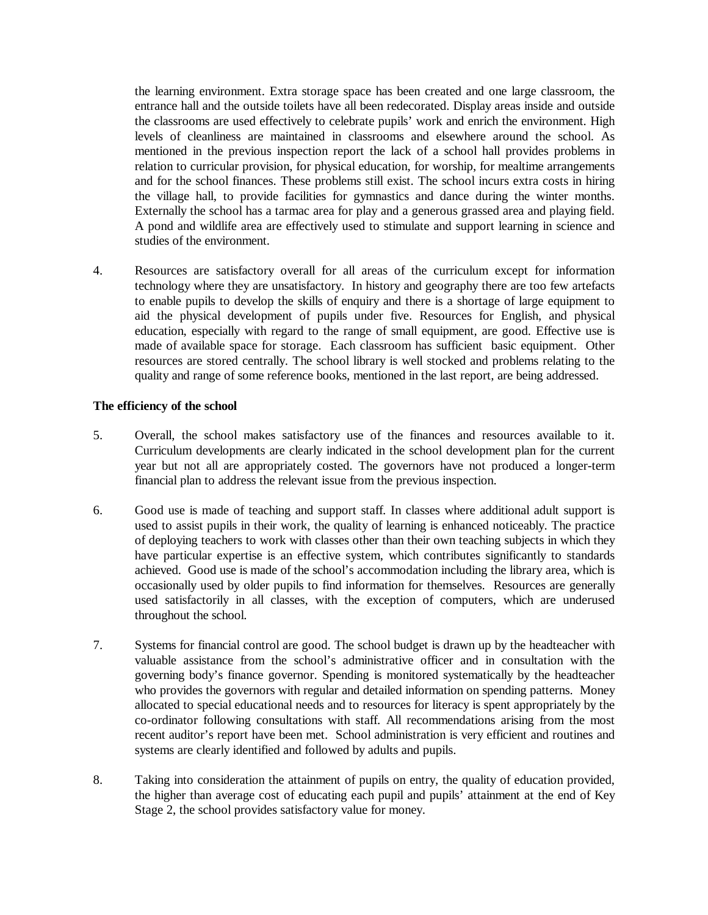the learning environment. Extra storage space has been created and one large classroom, the entrance hall and the outside toilets have all been redecorated. Display areas inside and outside the classrooms are used effectively to celebrate pupils' work and enrich the environment. High levels of cleanliness are maintained in classrooms and elsewhere around the school. As mentioned in the previous inspection report the lack of a school hall provides problems in relation to curricular provision, for physical education, for worship, for mealtime arrangements and for the school finances. These problems still exist. The school incurs extra costs in hiring the village hall, to provide facilities for gymnastics and dance during the winter months. Externally the school has a tarmac area for play and a generous grassed area and playing field. A pond and wildlife area are effectively used to stimulate and support learning in science and studies of the environment.

4. Resources are satisfactory overall for all areas of the curriculum except for information technology where they are unsatisfactory. In history and geography there are too few artefacts to enable pupils to develop the skills of enquiry and there is a shortage of large equipment to aid the physical development of pupils under five. Resources for English, and physical education, especially with regard to the range of small equipment, are good. Effective use is made of available space for storage. Each classroom has sufficient basic equipment. Other resources are stored centrally. The school library is well stocked and problems relating to the quality and range of some reference books, mentioned in the last report, are being addressed.

**The efficiency of the school**

5. Overall, the school makes satisfactory use of the finances and resources available to it. Curriculum developments are clearly indicated in the school development plan for the current year but not all are appropriately costed. The governors have not produced a longer-term financial plan to address the relevant issue from the previous inspection.

6. Good use is made of teaching and support staff. In classes where additional adult support is used to assist pupils in their work, the quality of learning is enhanced noticeably. The practice of deploying teachers to work with classes other than their own teaching subjects in which they have particular expertise is an effective system, which contributes significantly to standards achieved. Good use is made of the school's accommodation including the library area, which is occasionally used by older pupils to find information for themselves. Resources are generally used satisfactorily in all classes, with the exception of computers, which are underused throughout the school.

7. Systems for financial control are good. The school budget is drawn up by the headteacher with valuable assistance from the school's administrative officer and in consultation with the governing body's finance governor. Spending is monitored systematically by the headteacher who provides the governors with regular and detailed information on spending patterns. Money allocated to special educational needs and to resources for literacy is spent appropriately by the co-ordinator following consultations with staff. All recommendations arising from the most recent auditor's report have been met. School administration is very efficient and routines and systems are clearly identified and followed by adults and pupils.

8. Taking into consideration the attainment of pupils on entry, the quality of education provided, the higher than average cost of educating each pupil and pupils' attainment at the end of Key Stage 2, the school provides satisfactory value for money.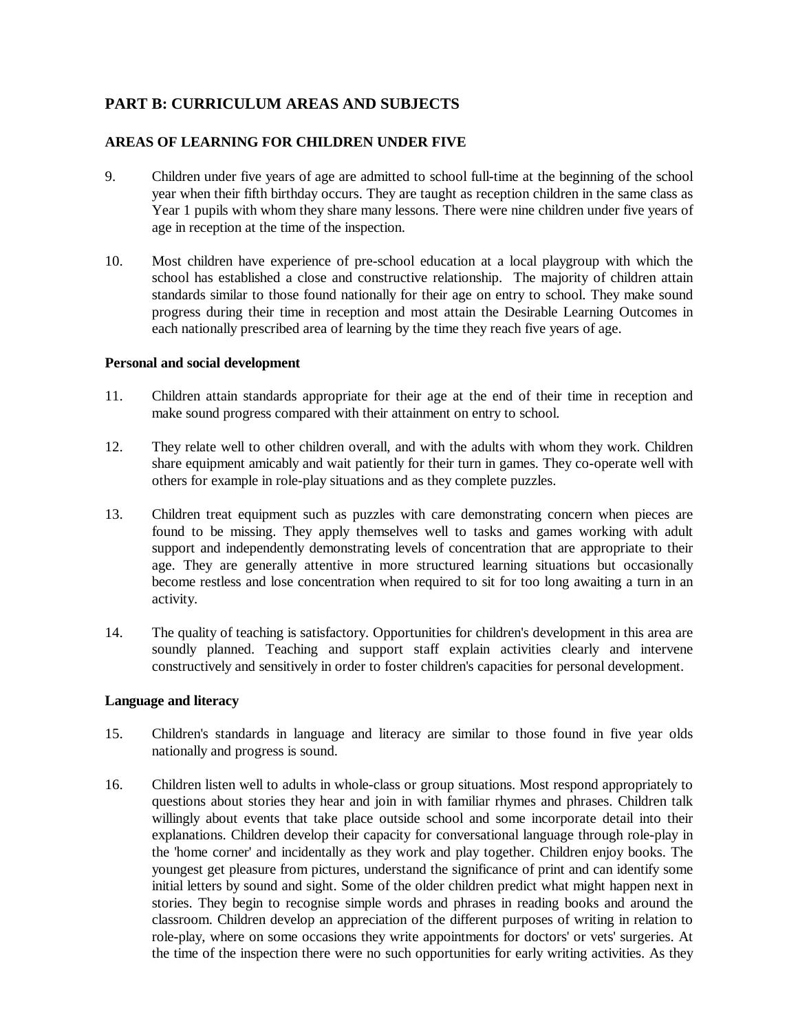## PART B: CURRICULUM AREAS AND SUBJECTS

### AREAS OF LEARNING FOR CHILDREN UNDER FIVE

9. Children under five years of age are admitted to school full-time at the beginning of the school year when their fifth birthday occurs. They are taught as reception children in the same class as Year 1 pupils with whom they share many lessons. There were nine children under five years of age in reception at the time of the inspection.

10. Most children have experience of pre-school education at a local playgroup with which the school has established a close and constructive relationship. The majority of children attain standards similar to those found nationally for their age on entry to school. They make sound progress during their time in reception and most attain the Desirable Learning Outcomes in each nationally prescribed area of learning by the time they reach five years of age.

#### Personal and social development

11. Children attain standards appropriate for their age at the end of their time in reception and make sound progress compared with their attainment on entry to school.

12. They relate well to other children overall, and with the adults with whom they work. Children share equipment amicably and wait patiently for their turn in games. They co-operate well with others for example in role-play situations and as they complete puzzles.

13. Children treat equipment such as puzzles with care demonstrating concern when pieces are found to be missing. They apply themselves well to tasks and games working with adult support and independently demonstrating levels of concentration that are appropriate to their age. They are generally attentive in more structured learning situations but occasionally become restless and lose concentration when required to sit for too long awaiting a turn in an activity.

14. The quality of teaching is satisfactory. Opportunities for children's development in this area are soundly planned. Teaching and support staff explain activities clearly and intervene constructively and sensitively in order to foster children's capacities for personal development.

#### Language and literacy

15. Children's standards in language and literacy are similar to those found in five year olds nationally and progress is sound.

16. Children listen well to adults in whole-class or group situations. Most respond appropriately to questions about stories they hear and join in with familiar rhymes and phrases. Children talk willingly about events that take place outside school and some incorporate detail into their explanations. Children develop their capacity for conversational language through role-play in the 'home corner' and incidentally as they work and play together. Children enjoy books. The youngest get pleasure from pictures, understand the significance of print and can identify some initial letters by sound and sight. Some of the older children predict what might happen next in stories. They begin to recognise simple words and phrases in reading books and around the classroom. Children develop an appreciation of the different purposes of writing in relation to role-play, where on some occasions they write appointments for doctors' or vets' surgeries. At the time of the inspection there were no such opportunities for early writing activities. As they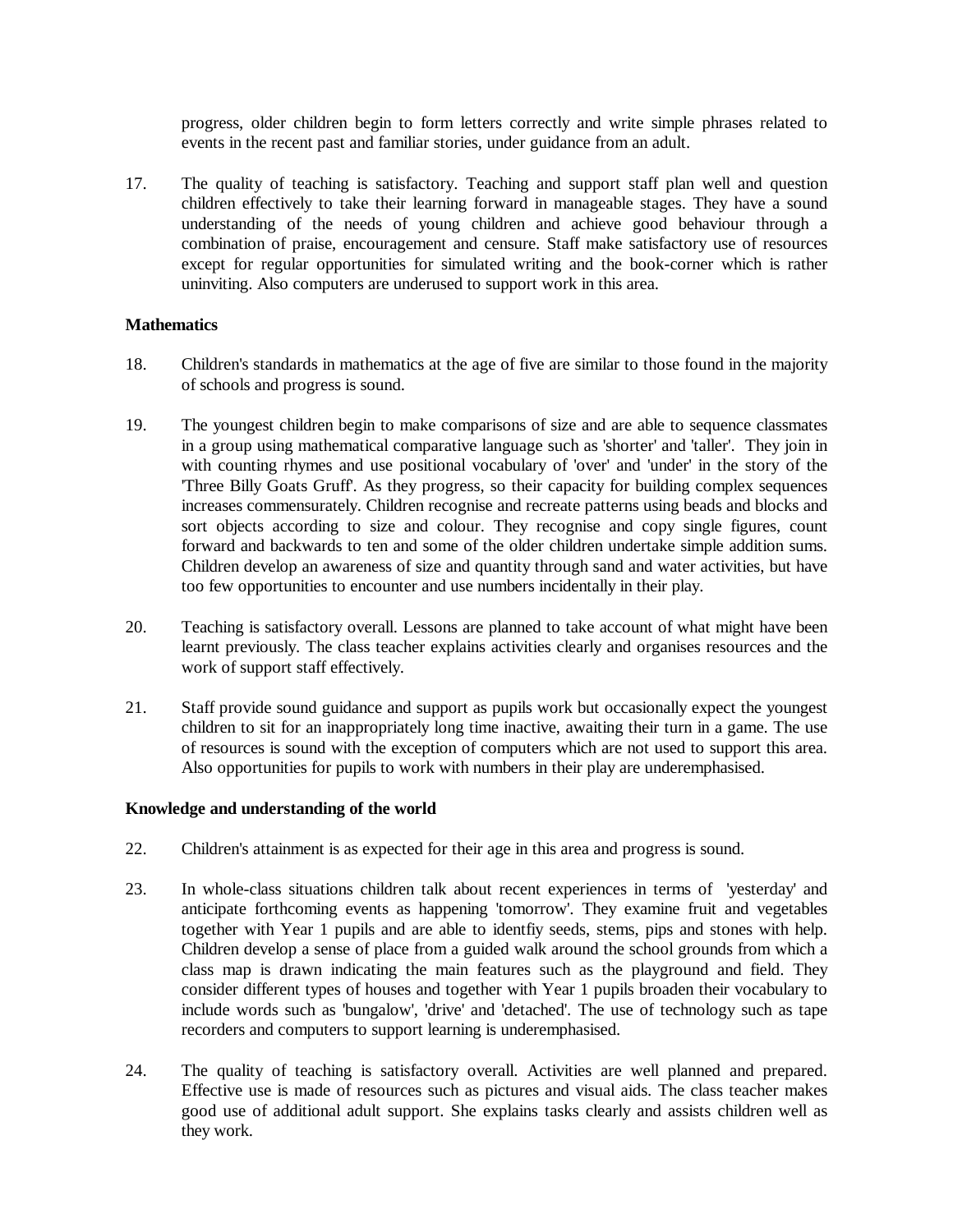progress, older children begin to form letters correctly and write simple phrases related to events in the recent past and familiar stories, under guidance from an adult.

17. The quality of teaching is satisfactory. Teaching and support staff plan well and question children effectively to take their learning forward in manageable stages. They have a sound understanding of the needs of young children and achieve good behaviour through a combination of praise, encouragement and censure. Staff make satisfactory use of resources except for regular opportunities for simulated writing and the book-corner which is rather uninviting. Also computers are underused to support work in this area.

**Mathematics**

18. Children's standards in mathematics at the age of five are similar to those found in the majority of schools and progress is sound.

19. The youngest children begin to make comparisons of size and are able to sequence classmates in a group using mathematical comparative language such as 'shorter' and 'taller'. They join in with counting rhymes and use positional vocabulary of 'over' and 'under' in the story of the 'Three Billy Goats Gruff'. As they progress, so their capacity for building complex sequences increases commensurately. Children recognise and recreate patterns using beads and blocks and sort objects according to size and colour. They recognise and copy single figures, count forward and backwards to ten and some of the older children undertake simple addition sums. Children develop an awareness of size and quantity through sand and water activities, but have too few opportunities to encounter and use numbers incidentally in their play.

20. Teaching is satisfactory overall. Lessons are planned to take account of what might have been learnt previously. The class teacher explains activities clearly and organises resources and the work of support staff effectively.

21. Staff provide sound guidance and support as pupils work but occasionally expect the youngest children to sit for an inappropriately long time inactive, awaiting their turn in a game. The use of resources is sound with the exception of computers which are not used to support this area. Also opportunities for pupils to work with numbers in their play are underemphasised.

**Knowledge and understanding of the world**

22. Children's attainment is as expected for their age in this area and progress is sound.

23. In whole-class situations children talk about recent experiences in terms of 'yesterday' and anticipate forthcoming events as happening 'tomorrow'. They examine fruit and vegetables together with Year 1 pupils and are able to identfiy seeds, stems, pips and stones with help. Children develop a sense of place from a guided walk around the school grounds from which a class map is drawn indicating the main features such as the playground and field. They consider different types of houses and together with Year 1 pupils broaden their vocabulary to include words such as 'bungalow', 'drive' and 'detached'. The use of technology such as tape recorders and computers to support learning is underemphasised.

24. The quality of teaching is satisfactory overall. Activities are well planned and prepared. Effective use is made of resources such as pictures and visual aids. The class teacher makes good use of additional adult support. She explains tasks clearly and assists children well as they work.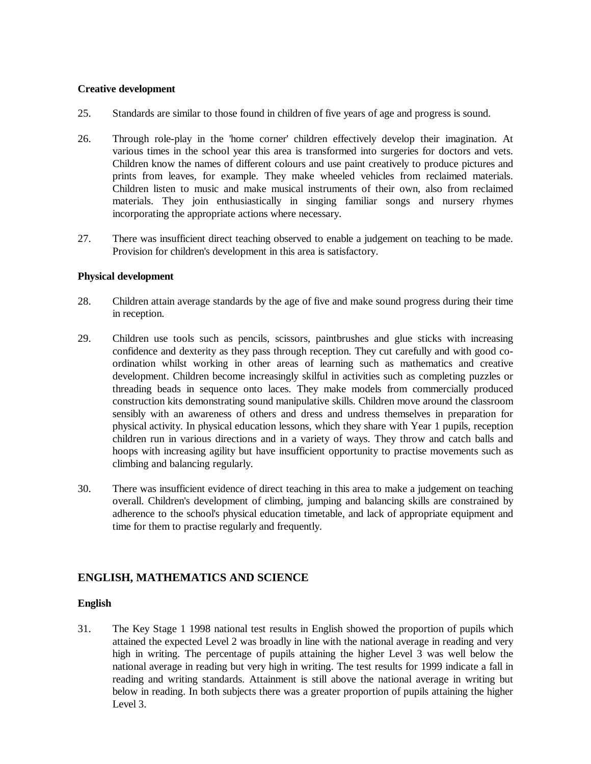**Creative development**

25. Standards are similar to those found in children of five years of age and progress is sound.

26. Through role-play in the 'home corner' children effectively develop their imagination. At various times in the school year this area is transformed into surgeries for doctors and vets. Children know the names of different colours and use paint creatively to produce pictures and prints from leaves, for example. They make wheeled vehicles from reclaimed materials. Children listen to music and make musical instruments of their own, also from reclaimed materials. They join enthusiastically in singing familiar songs and nursery rhymes incorporating the appropriate actions where necessary.

27. There was insufficient direct teaching observed to enable a judgement on teaching to be made. Provision for children's development in this area is satisfactory.

**Physical development**

28. Children attain average standards by the age of five and make sound progress during their time in reception.

29. Children use tools such as pencils, scissors, paintbrushes and glue sticks with increasing confidence and dexterity as they pass through reception. They cut carefully and with good co-ordination whilst working in other areas of learning such as mathematics and creative development. Children become increasingly skilful in activities such as completing puzzles or threading beads in sequence onto laces. They make models from commercially produced construction kits demonstrating sound manipulative skills. Children move around the classroom sensibly with an awareness of others and dress and undress themselves in preparation for physical activity. In physical education lessons, which they share with Year 1 pupils, reception children run in various directions and in a variety of ways. They throw and catch balls and hoops with increasing agility but have insufficient opportunity to practise movements such as climbing and balancing regularly.

30. There was insufficient evidence of direct teaching in this area to make a judgement on teaching overall. Children's development of climbing, jumping and balancing skills are constrained by adherence to the school's physical education timetable, and lack of appropriate equipment and time for them to practise regularly and frequently.

## ENGLISH, MATHEMATICS AND SCIENCE

**English**

31. The Key Stage 1 1998 national test results in English showed the proportion of pupils which attained the expected Level 2 was broadly in line with the national average in reading and very high in writing. The percentage of pupils attaining the higher Level 3 was well below the national average in reading but very high in writing. The test results for 1999 indicate a fall in reading and writing standards. Attainment is still above the national average in writing but below in reading. In both subjects there was a greater proportion of pupils attaining the higher Level 3.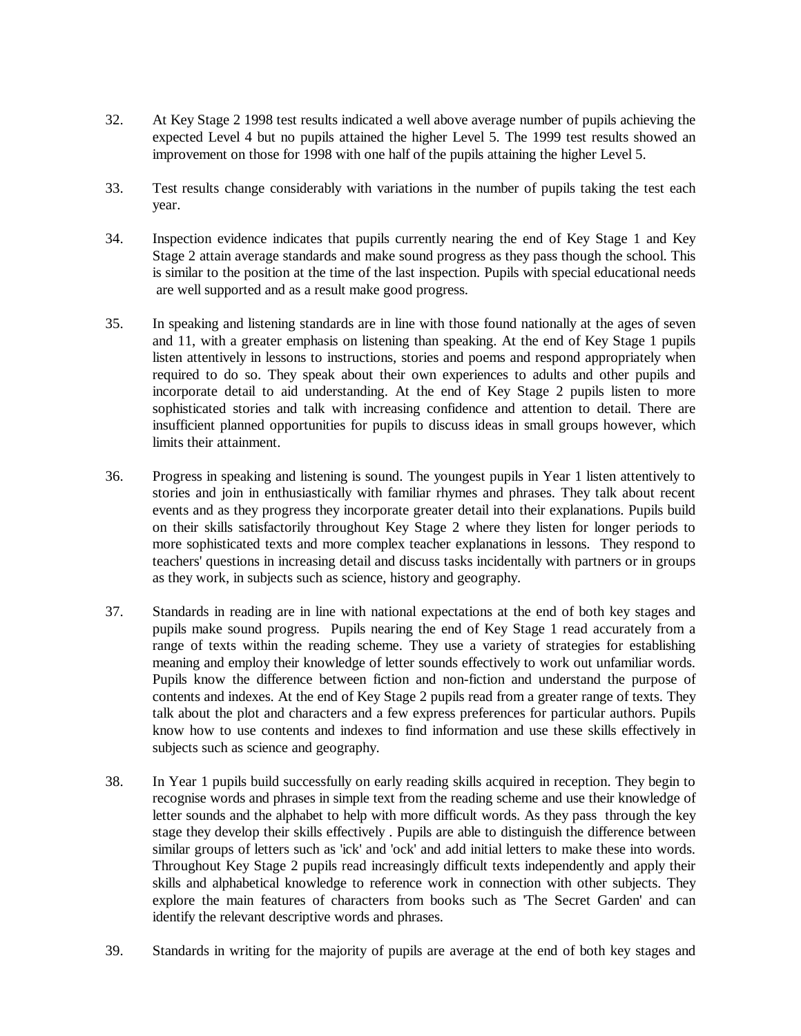32. At Key Stage 2 1998 test results indicated a well above average number of pupils achieving the expected Level 4 but no pupils attained the higher Level 5. The 1999 test results showed an improvement on those for 1998 with one half of the pupils attaining the higher Level 5.

33. Test results change considerably with variations in the number of pupils taking the test each year.

34. Inspection evidence indicates that pupils currently nearing the end of Key Stage 1 and Key Stage 2 attain average standards and make sound progress as they pass though the school. This is similar to the position at the time of the last inspection. Pupils with special educational needs are well supported and as a result make good progress.

35. In speaking and listening standards are in line with those found nationally at the ages of seven and 11, with a greater emphasis on listening than speaking. At the end of Key Stage 1 pupils listen attentively in lessons to instructions, stories and poems and respond appropriately when required to do so. They speak about their own experiences to adults and other pupils and incorporate detail to aid understanding. At the end of Key Stage 2 pupils listen to more sophisticated stories and talk with increasing confidence and attention to detail. There are insufficient planned opportunities for pupils to discuss ideas in small groups however, which limits their attainment.

36. Progress in speaking and listening is sound. The youngest pupils in Year 1 listen attentively to stories and join in enthusiastically with familiar rhymes and phrases. They talk about recent events and as they progress they incorporate greater detail into their explanations. Pupils build on their skills satisfactorily throughout Key Stage 2 where they listen for longer periods to more sophisticated texts and more complex teacher explanations in lessons. They respond to teachers' questions in increasing detail and discuss tasks incidentally with partners or in groups as they work, in subjects such as science, history and geography.

37. Standards in reading are in line with national expectations at the end of both key stages and pupils make sound progress. Pupils nearing the end of Key Stage 1 read accurately from a range of texts within the reading scheme. They use a variety of strategies for establishing meaning and employ their knowledge of letter sounds effectively to work out unfamiliar words. Pupils know the difference between fiction and non-fiction and understand the purpose of contents and indexes. At the end of Key Stage 2 pupils read from a greater range of texts. They talk about the plot and characters and a few express preferences for particular authors. Pupils know how to use contents and indexes to find information and use these skills effectively in subjects such as science and geography.

38. In Year 1 pupils build successfully on early reading skills acquired in reception. They begin to recognise words and phrases in simple text from the reading scheme and use their knowledge of letter sounds and the alphabet to help with more difficult words. As they pass through the key stage they develop their skills effectively . Pupils are able to distinguish the difference between similar groups of letters such as 'ick' and 'ock' and add initial letters to make these into words. Throughout Key Stage 2 pupils read increasingly difficult texts independently and apply their skills and alphabetical knowledge to reference work in connection with other subjects. They explore the main features of characters from books such as 'The Secret Garden' and can identify the relevant descriptive words and phrases.

39. Standards in writing for the majority of pupils are average at the end of both key stages and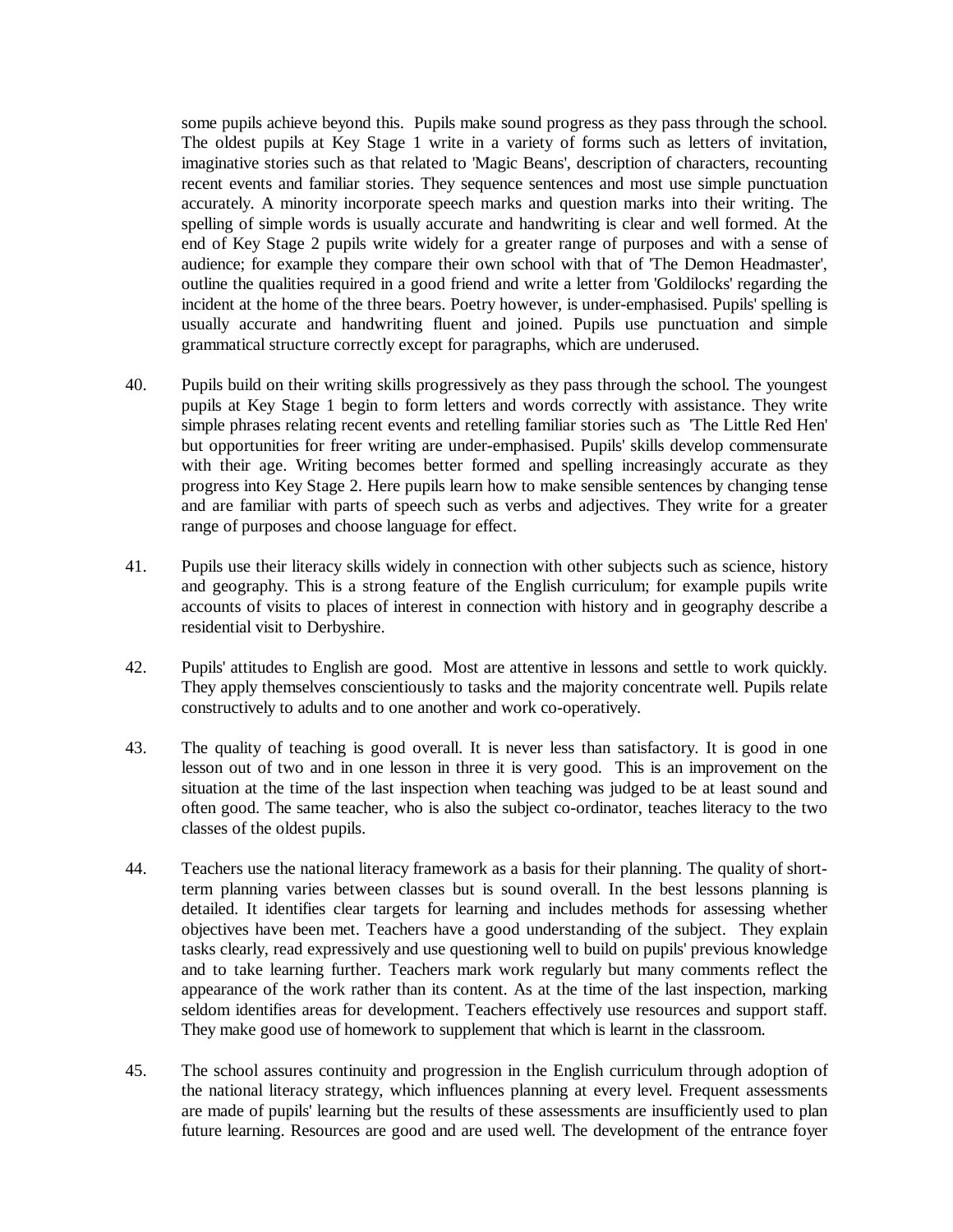some pupils achieve beyond this. Pupils make sound progress as they pass through the school. The oldest pupils at Key Stage 1 write in a variety of forms such as letters of invitation, imaginative stories such as that related to 'Magic Beans', description of characters, recounting recent events and familiar stories. They sequence sentences and most use simple punctuation accurately. A minority incorporate speech marks and question marks into their writing. The spelling of simple words is usually accurate and handwriting is clear and well formed. At the end of Key Stage 2 pupils write widely for a greater range of purposes and with a sense of audience; for example they compare their own school with that of 'The Demon Headmaster', outline the qualities required in a good friend and write a letter from 'Goldilocks' regarding the incident at the home of the three bears. Poetry however, is under-emphasised. Pupils' spelling is usually accurate and handwriting fluent and joined. Pupils use punctuation and simple grammatical structure correctly except for paragraphs, which are underused.

40. Pupils build on their writing skills progressively as they pass through the school. The youngest pupils at Key Stage 1 begin to form letters and words correctly with assistance. They write simple phrases relating recent events and retelling familiar stories such as 'The Little Red Hen' but opportunities for freer writing are under-emphasised. Pupils' skills develop commensurate with their age. Writing becomes better formed and spelling increasingly accurate as they progress into Key Stage 2. Here pupils learn how to make sensible sentences by changing tense and are familiar with parts of speech such as verbs and adjectives. They write for a greater range of purposes and choose language for effect.

41. Pupils use their literacy skills widely in connection with other subjects such as science, history and geography. This is a strong feature of the English curriculum; for example pupils write accounts of visits to places of interest in connection with history and in geography describe a residential visit to Derbyshire.

42. Pupils' attitudes to English are good. Most are attentive in lessons and settle to work quickly. They apply themselves conscientiously to tasks and the majority concentrate well. Pupils relate constructively to adults and to one another and work co-operatively.

43. The quality of teaching is good overall. It is never less than satisfactory. It is good in one lesson out of two and in one lesson in three it is very good. This is an improvement on the situation at the time of the last inspection when teaching was judged to be at least sound and often good. The same teacher, who is also the subject co-ordinator, teaches literacy to the two classes of the oldest pupils.

44. Teachers use the national literacy framework as a basis for their planning. The quality of short-term planning varies between classes but is sound overall. In the best lessons planning is detailed. It identifies clear targets for learning and includes methods for assessing whether objectives have been met. Teachers have a good understanding of the subject. They explain tasks clearly, read expressively and use questioning well to build on pupils' previous knowledge and to take learning further. Teachers mark work regularly but many comments reflect the appearance of the work rather than its content. As at the time of the last inspection, marking seldom identifies areas for development. Teachers effectively use resources and support staff. They make good use of homework to supplement that which is learnt in the classroom.

45. The school assures continuity and progression in the English curriculum through adoption of the national literacy strategy, which influences planning at every level. Frequent assessments are made of pupils' learning but the results of these assessments are insufficiently used to plan future learning. Resources are good and are used well. The development of the entrance foyer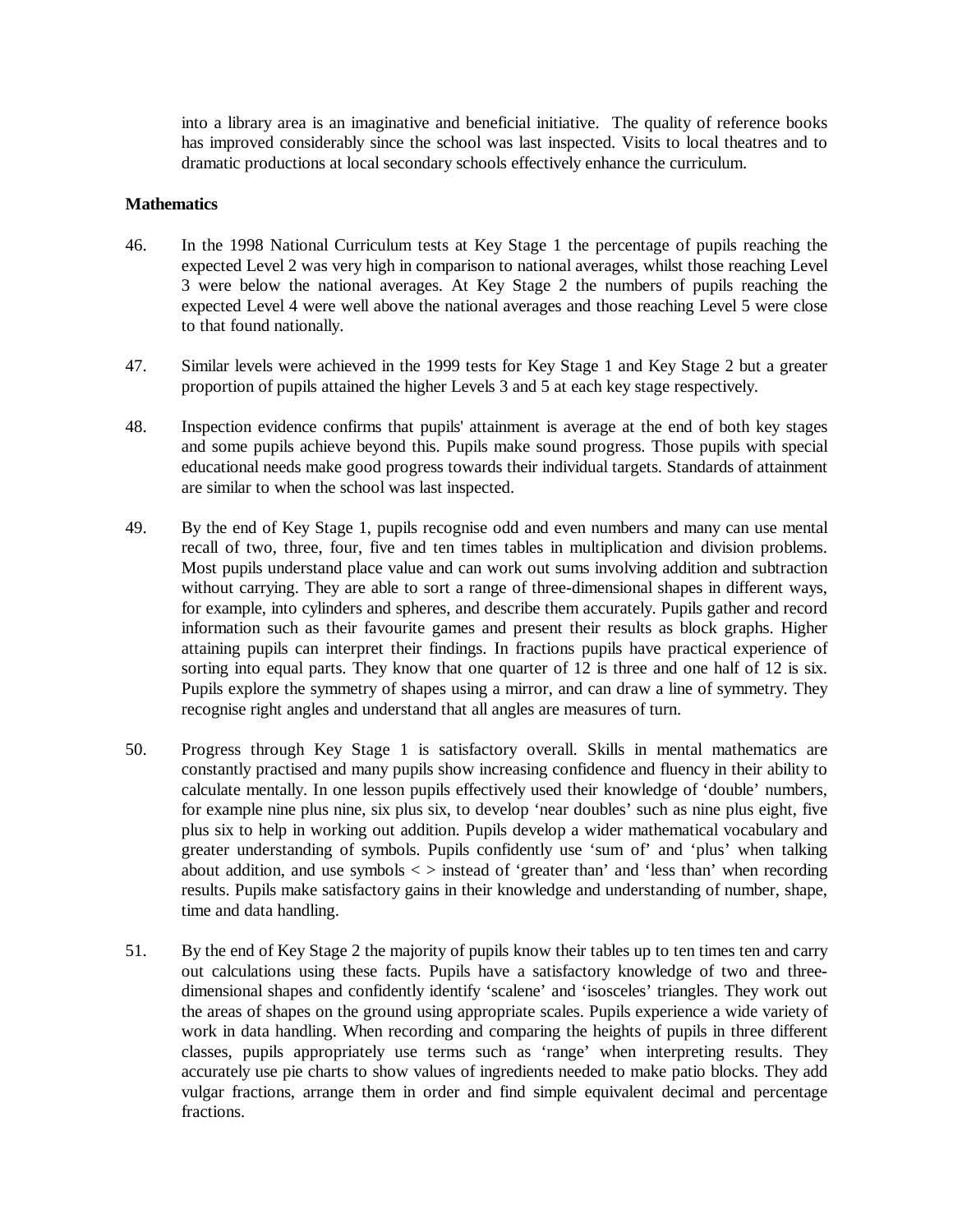into a library area is an imaginative and beneficial initiative. The quality of reference books has improved considerably since the school was last inspected. Visits to local theatres and to dramatic productions at local secondary schools effectively enhance the curriculum.

**Mathematics**

46. In the 1998 National Curriculum tests at Key Stage 1 the percentage of pupils reaching the expected Level 2 was very high in comparison to national averages, whilst those reaching Level 3 were below the national averages. At Key Stage 2 the numbers of pupils reaching the expected Level 4 were well above the national averages and those reaching Level 5 were close to that found nationally.

47. Similar levels were achieved in the 1999 tests for Key Stage 1 and Key Stage 2 but a greater proportion of pupils attained the higher Levels 3 and 5 at each key stage respectively.

48. Inspection evidence confirms that pupils' attainment is average at the end of both key stages and some pupils achieve beyond this. Pupils make sound progress. Those pupils with special educational needs make good progress towards their individual targets. Standards of attainment are similar to when the school was last inspected.

49. By the end of Key Stage 1, pupils recognise odd and even numbers and many can use mental recall of two, three, four, five and ten times tables in multiplication and division problems. Most pupils understand place value and can work out sums involving addition and subtraction without carrying. They are able to sort a range of three-dimensional shapes in different ways, for example, into cylinders and spheres, and describe them accurately. Pupils gather and record information such as their favourite games and present their results as block graphs. Higher attaining pupils can interpret their findings. In fractions pupils have practical experience of sorting into equal parts. They know that one quarter of 12 is three and one half of 12 is six. Pupils explore the symmetry of shapes using a mirror, and can draw a line of symmetry. They recognise right angles and understand that all angles are measures of turn.

50. Progress through Key Stage 1 is satisfactory overall. Skills in mental mathematics are constantly practised and many pupils show increasing confidence and fluency in their ability to calculate mentally. In one lesson pupils effectively used their knowledge of 'double' numbers, for example nine plus nine, six plus six, to develop 'near doubles' such as nine plus eight, five plus six to help in working out addition. Pupils develop a wider mathematical vocabulary and greater understanding of symbols. Pupils confidently use 'sum of' and 'plus' when talking about addition, and use symbols < > instead of 'greater than' and 'less than' when recording results. Pupils make satisfactory gains in their knowledge and understanding of number, shape, time and data handling.

51. By the end of Key Stage 2 the majority of pupils know their tables up to ten times ten and carry out calculations using these facts. Pupils have a satisfactory knowledge of two and three-dimensional shapes and confidently identify 'scalene' and 'isosceles' triangles. They work out the areas of shapes on the ground using appropriate scales. Pupils experience a wide variety of work in data handling. When recording and comparing the heights of pupils in three different classes, pupils appropriately use terms such as 'range' when interpreting results. They accurately use pie charts to show values of ingredients needed to make patio blocks. They add vulgar fractions, arrange them in order and find simple equivalent decimal and percentage fractions.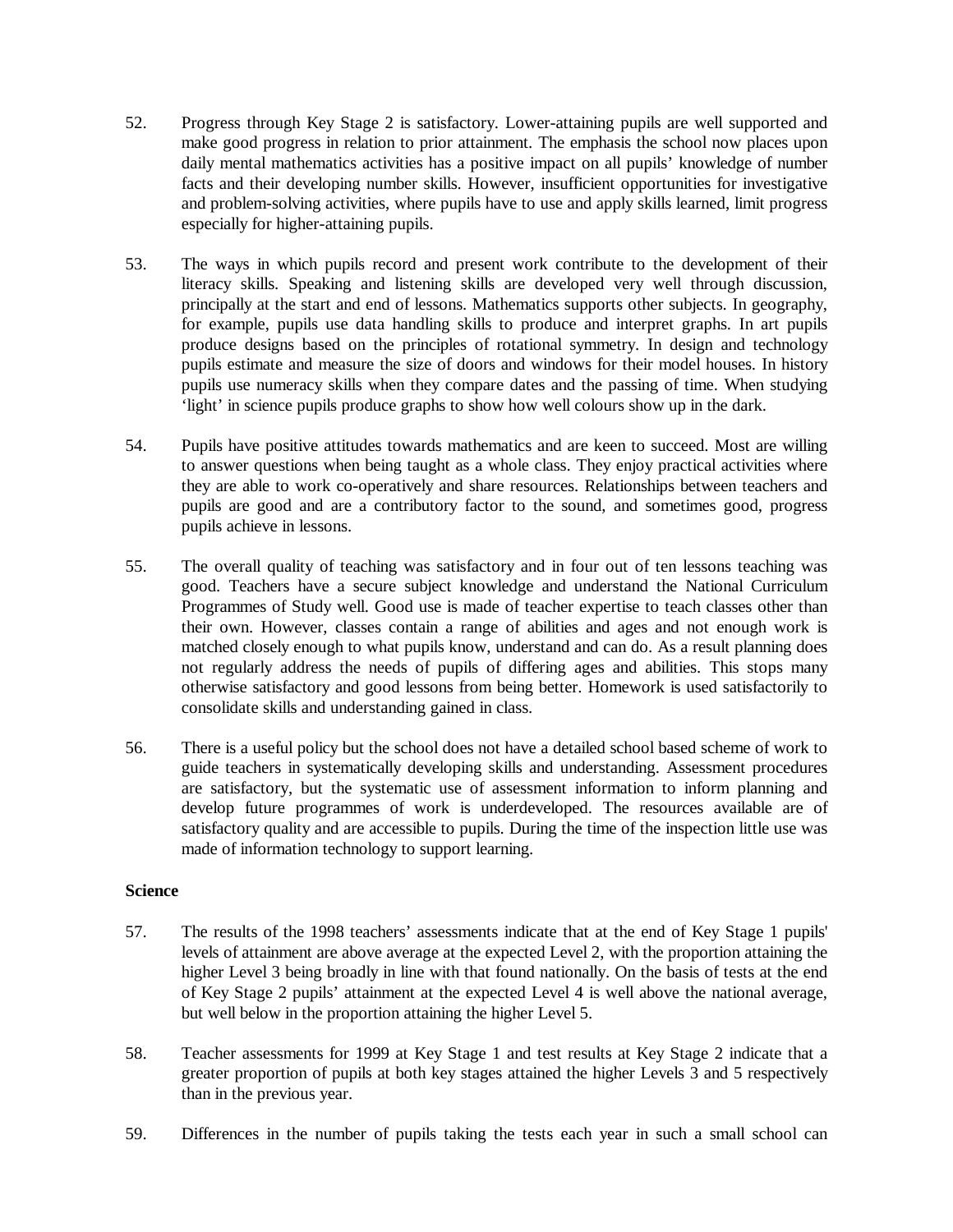52. Progress through Key Stage 2 is satisfactory. Lower-attaining pupils are well supported and make good progress in relation to prior attainment. The emphasis the school now places upon daily mental mathematics activities has a positive impact on all pupils' knowledge of number facts and their developing number skills. However, insufficient opportunities for investigative and problem-solving activities, where pupils have to use and apply skills learned, limit progress especially for higher-attaining pupils.

53. The ways in which pupils record and present work contribute to the development of their literacy skills. Speaking and listening skills are developed very well through discussion, principally at the start and end of lessons. Mathematics supports other subjects. In geography, for example, pupils use data handling skills to produce and interpret graphs. In art pupils produce designs based on the principles of rotational symmetry. In design and technology pupils estimate and measure the size of doors and windows for their model houses. In history pupils use numeracy skills when they compare dates and the passing of time. When studying 'light' in science pupils produce graphs to show how well colours show up in the dark.

54. Pupils have positive attitudes towards mathematics and are keen to succeed. Most are willing to answer questions when being taught as a whole class. They enjoy practical activities where they are able to work co-operatively and share resources. Relationships between teachers and pupils are good and are a contributory factor to the sound, and sometimes good, progress pupils achieve in lessons.

55. The overall quality of teaching was satisfactory and in four out of ten lessons teaching was good. Teachers have a secure subject knowledge and understand the National Curriculum Programmes of Study well. Good use is made of teacher expertise to teach classes other than their own. However, classes contain a range of abilities and ages and not enough work is matched closely enough to what pupils know, understand and can do. As a result planning does not regularly address the needs of pupils of differing ages and abilities. This stops many otherwise satisfactory and good lessons from being better. Homework is used satisfactorily to consolidate skills and understanding gained in class.

56. There is a useful policy but the school does not have a detailed school based scheme of work to guide teachers in systematically developing skills and understanding. Assessment procedures are satisfactory, but the systematic use of assessment information to inform planning and develop future programmes of work is underdeveloped. The resources available are of satisfactory quality and are accessible to pupils. During the time of the inspection little use was made of information technology to support learning.

**Science**

57. The results of the 1998 teachers' assessments indicate that at the end of Key Stage 1 pupils' levels of attainment are above average at the expected Level 2, with the proportion attaining the higher Level 3 being broadly in line with that found nationally. On the basis of tests at the end of Key Stage 2 pupils' attainment at the expected Level 4 is well above the national average, but well below in the proportion attaining the higher Level 5.

58. Teacher assessments for 1999 at Key Stage 1 and test results at Key Stage 2 indicate that a greater proportion of pupils at both key stages attained the higher Levels 3 and 5 respectively than in the previous year.

59. Differences in the number of pupils taking the tests each year in such a small school can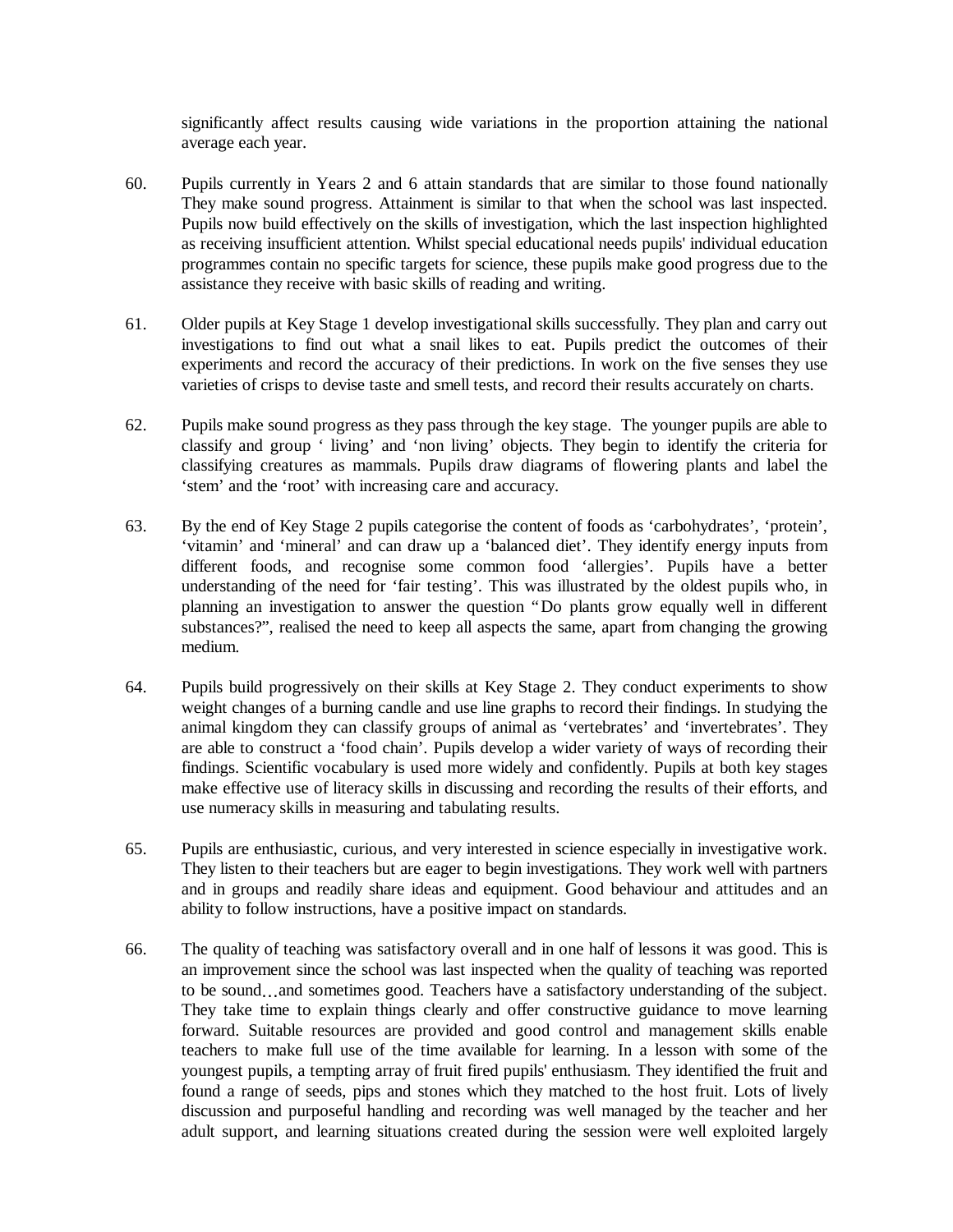significantly affect results causing wide variations in the proportion attaining the national average each year.

60. Pupils currently in Years 2 and 6 attain standards that are similar to those found nationally They make sound progress. Attainment is similar to that when the school was last inspected. Pupils now build effectively on the skills of investigation, which the last inspection highlighted as receiving insufficient attention. Whilst special educational needs pupils' individual education programmes contain no specific targets for science, these pupils make good progress due to the assistance they receive with basic skills of reading and writing.

61. Older pupils at Key Stage 1 develop investigational skills successfully. They plan and carry out investigations to find out what a snail likes to eat. Pupils predict the outcomes of their experiments and record the accuracy of their predictions. In work on the five senses they use varieties of crisps to devise taste and smell tests, and record their results accurately on charts.

62. Pupils make sound progress as they pass through the key stage. The younger pupils are able to classify and group ' living' and 'non living' objects. They begin to identify the criteria for classifying creatures as mammals. Pupils draw diagrams of flowering plants and label the 'stem' and the 'root' with increasing care and accuracy.

63. By the end of Key Stage 2 pupils categorise the content of foods as 'carbohydrates', 'protein', 'vitamin' and 'mineral' and can draw up a 'balanced diet'. They identify energy inputs from different foods, and recognise some common food 'allergies'. Pupils have a better understanding of the need for 'fair testing'. This was illustrated by the oldest pupils who, in planning an investigation to answer the question "Do plants grow equally well in different substances?", realised the need to keep all aspects the same, apart from changing the growing medium.

64. Pupils build progressively on their skills at Key Stage 2. They conduct experiments to show weight changes of a burning candle and use line graphs to record their findings. In studying the animal kingdom they can classify groups of animal as 'vertebrates' and 'invertebrates'. They are able to construct a 'food chain'. Pupils develop a wider variety of ways of recording their findings. Scientific vocabulary is used more widely and confidently. Pupils at both key stages make effective use of literacy skills in discussing and recording the results of their efforts, and use numeracy skills in measuring and tabulating results.

65. Pupils are enthusiastic, curious, and very interested in science especially in investigative work. They listen to their teachers but are eager to begin investigations. They work well with partners and in groups and readily share ideas and equipment. Good behaviour and attitudes and an ability to follow instructions, have a positive impact on standards.

66. The quality of teaching was satisfactory overall and in one half of lessons it was good. This is an improvement since the school was last inspected when the quality of teaching was reported to be sound…and sometimes good. Teachers have a satisfactory understanding of the subject. They take time to explain things clearly and offer constructive guidance to move learning forward. Suitable resources are provided and good control and management skills enable teachers to make full use of the time available for learning. In a lesson with some of the youngest pupils, a tempting array of fruit fired pupils' enthusiasm. They identified the fruit and found a range of seeds, pips and stones which they matched to the host fruit. Lots of lively discussion and purposeful handling and recording was well managed by the teacher and her adult support, and learning situations created during the session were well exploited largely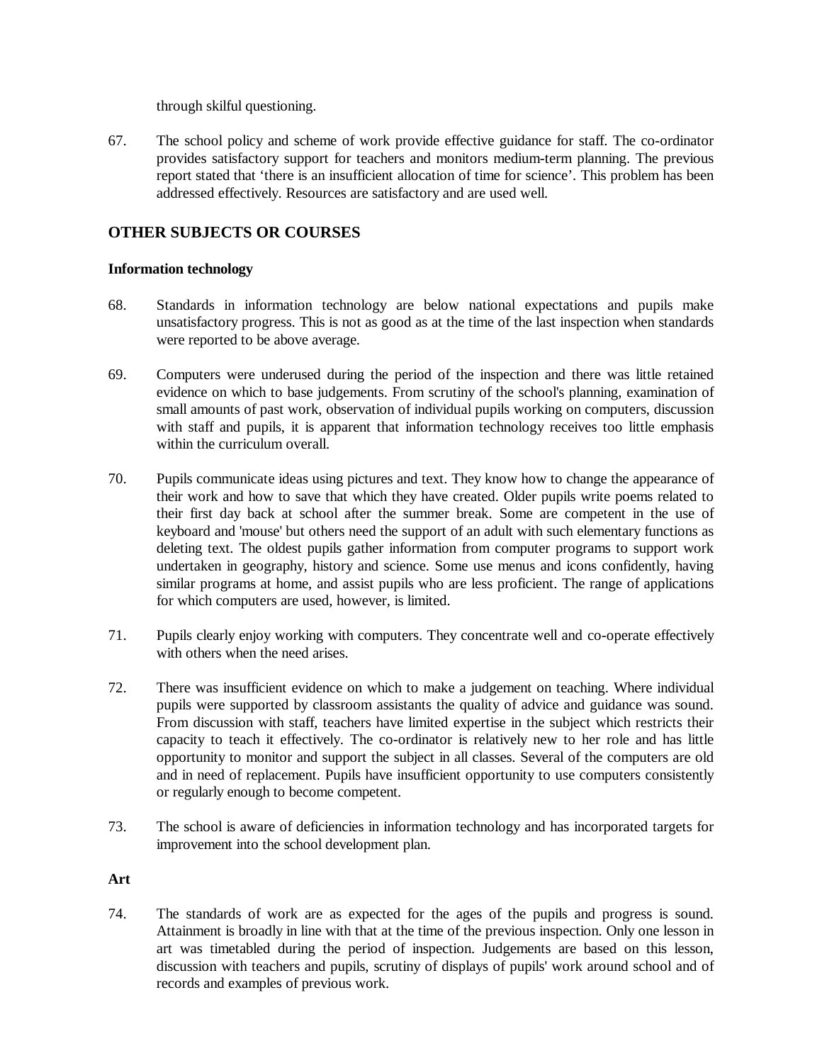through skilful questioning.

67. The school policy and scheme of work provide effective guidance for staff. The co-ordinator provides satisfactory support for teachers and monitors medium-term planning. The previous report stated that 'there is an insufficient allocation of time for science'. This problem has been addressed effectively. Resources are satisfactory and are used well.

## OTHER SUBJECTS OR COURSES

### Information technology

68. Standards in information technology are below national expectations and pupils make unsatisfactory progress. This is not as good as at the time of the last inspection when standards were reported to be above average.

69. Computers were underused during the period of the inspection and there was little retained evidence on which to base judgements. From scrutiny of the school's planning, examination of small amounts of past work, observation of individual pupils working on computers, discussion with staff and pupils, it is apparent that information technology receives too little emphasis within the curriculum overall.

70. Pupils communicate ideas using pictures and text. They know how to change the appearance of their work and how to save that which they have created. Older pupils write poems related to their first day back at school after the summer break. Some are competent in the use of keyboard and 'mouse' but others need the support of an adult with such elementary functions as deleting text. The oldest pupils gather information from computer programs to support work undertaken in geography, history and science. Some use menus and icons confidently, having similar programs at home, and assist pupils who are less proficient. The range of applications for which computers are used, however, is limited.

71. Pupils clearly enjoy working with computers. They concentrate well and co-operate effectively with others when the need arises.

72. There was insufficient evidence on which to make a judgement on teaching. Where individual pupils were supported by classroom assistants the quality of advice and guidance was sound. From discussion with staff, teachers have limited expertise in the subject which restricts their capacity to teach it effectively. The co-ordinator is relatively new to her role and has little opportunity to monitor and support the subject in all classes. Several of the computers are old and in need of replacement. Pupils have insufficient opportunity to use computers consistently or regularly enough to become competent.

73. The school is aware of deficiencies in information technology and has incorporated targets for improvement into the school development plan.

### Art

74. The standards of work are as expected for the ages of the pupils and progress is sound. Attainment is broadly in line with that at the time of the previous inspection. Only one lesson in art was timetabled during the period of inspection. Judgements are based on this lesson, discussion with teachers and pupils, scrutiny of displays of pupils' work around school and of records and examples of previous work.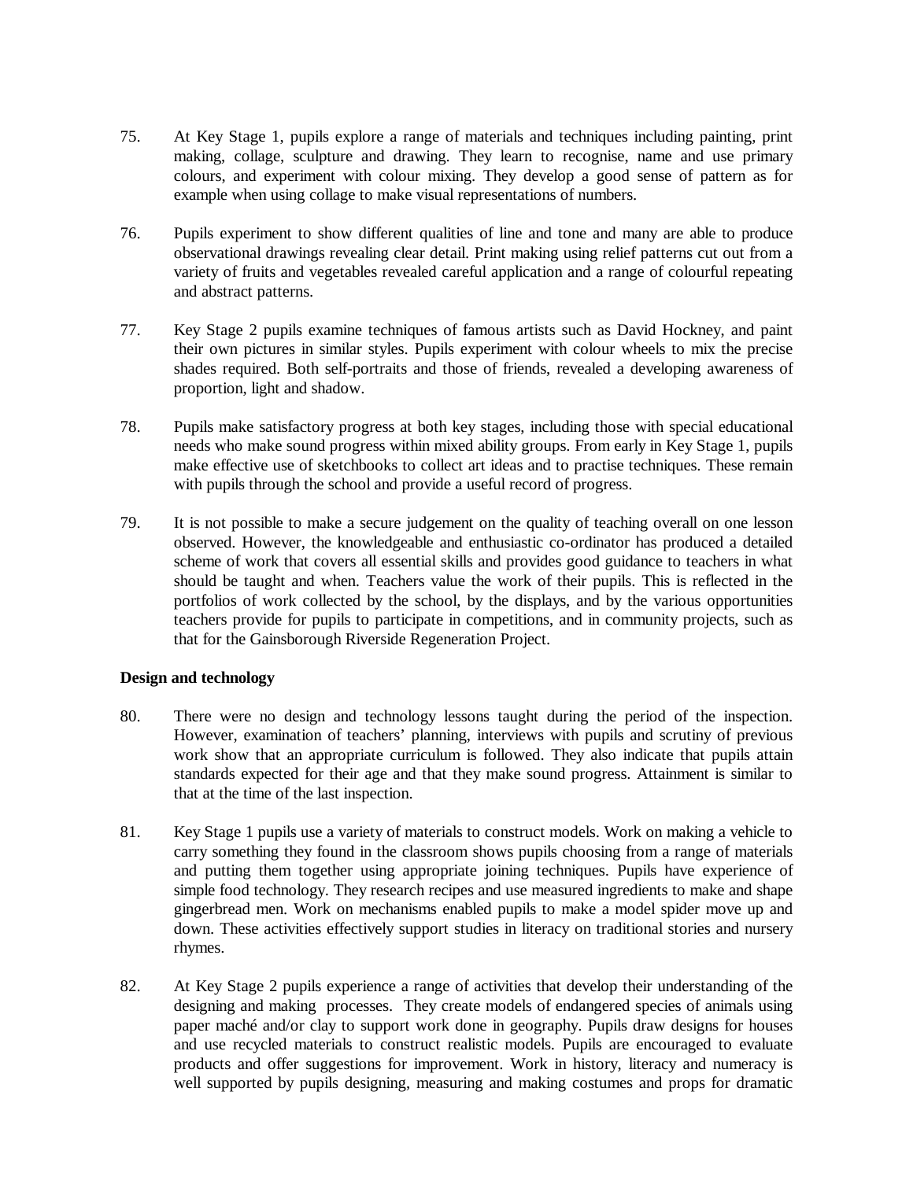75. At Key Stage 1, pupils explore a range of materials and techniques including painting, print making, collage, sculpture and drawing. They learn to recognise, name and use primary colours, and experiment with colour mixing. They develop a good sense of pattern as for example when using collage to make visual representations of numbers.

76. Pupils experiment to show different qualities of line and tone and many are able to produce observational drawings revealing clear detail. Print making using relief patterns cut out from a variety of fruits and vegetables revealed careful application and a range of colourful repeating and abstract patterns.

77. Key Stage 2 pupils examine techniques of famous artists such as David Hockney, and paint their own pictures in similar styles. Pupils experiment with colour wheels to mix the precise shades required. Both self-portraits and those of friends, revealed a developing awareness of proportion, light and shadow.

78. Pupils make satisfactory progress at both key stages, including those with special educational needs who make sound progress within mixed ability groups. From early in Key Stage 1, pupils make effective use of sketchbooks to collect art ideas and to practise techniques. These remain with pupils through the school and provide a useful record of progress.

79. It is not possible to make a secure judgement on the quality of teaching overall on one lesson observed. However, the knowledgeable and enthusiastic co-ordinator has produced a detailed scheme of work that covers all essential skills and provides good guidance to teachers in what should be taught and when. Teachers value the work of their pupils. This is reflected in the portfolios of work collected by the school, by the displays, and by the various opportunities teachers provide for pupils to participate in competitions, and in community projects, such as that for the Gainsborough Riverside Regeneration Project.

**Design and technology**

80. There were no design and technology lessons taught during the period of the inspection. However, examination of teachers' planning, interviews with pupils and scrutiny of previous work show that an appropriate curriculum is followed. They also indicate that pupils attain standards expected for their age and that they make sound progress. Attainment is similar to that at the time of the last inspection.

81. Key Stage 1 pupils use a variety of materials to construct models. Work on making a vehicle to carry something they found in the classroom shows pupils choosing from a range of materials and putting them together using appropriate joining techniques. Pupils have experience of simple food technology. They research recipes and use measured ingredients to make and shape gingerbread men. Work on mechanisms enabled pupils to make a model spider move up and down. These activities effectively support studies in literacy on traditional stories and nursery rhymes.

82. At Key Stage 2 pupils experience a range of activities that develop their understanding of the designing and making processes. They create models of endangered species of animals using paper maché and/or clay to support work done in geography. Pupils draw designs for houses and use recycled materials to construct realistic models. Pupils are encouraged to evaluate products and offer suggestions for improvement. Work in history, literacy and numeracy is well supported by pupils designing, measuring and making costumes and props for dramatic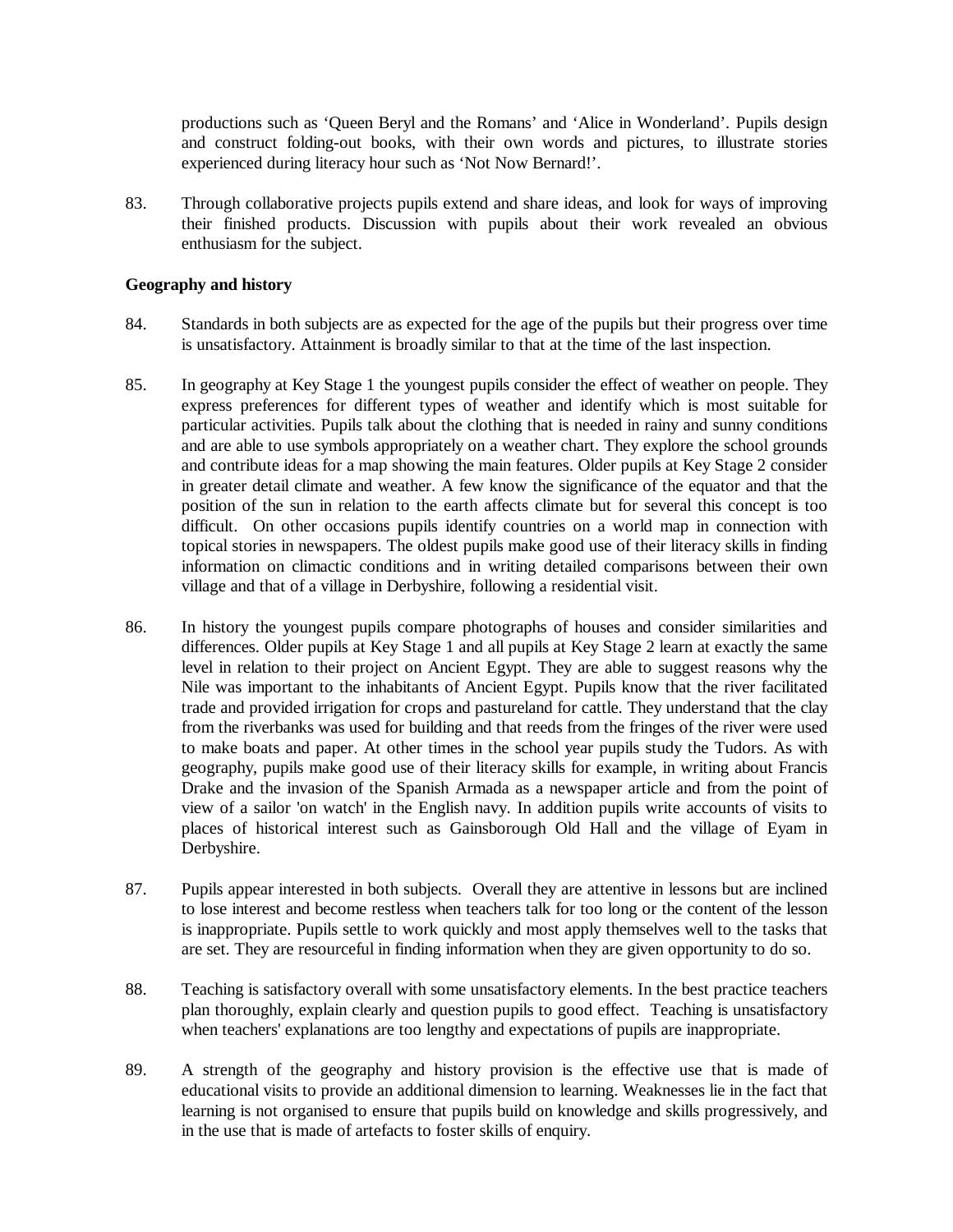productions such as 'Queen Beryl and the Romans' and 'Alice in Wonderland'. Pupils design and construct folding-out books, with their own words and pictures, to illustrate stories experienced during literacy hour such as 'Not Now Bernard!'.

83. Through collaborative projects pupils extend and share ideas, and look for ways of improving their finished products. Discussion with pupils about their work revealed an obvious enthusiasm for the subject.

**Geography and history**

84. Standards in both subjects are as expected for the age of the pupils but their progress over time is unsatisfactory. Attainment is broadly similar to that at the time of the last inspection.

85. In geography at Key Stage 1 the youngest pupils consider the effect of weather on people. They express preferences for different types of weather and identify which is most suitable for particular activities. Pupils talk about the clothing that is needed in rainy and sunny conditions and are able to use symbols appropriately on a weather chart. They explore the school grounds and contribute ideas for a map showing the main features. Older pupils at Key Stage 2 consider in greater detail climate and weather. A few know the significance of the equator and that the position of the sun in relation to the earth affects climate but for several this concept is too difficult. On other occasions pupils identify countries on a world map in connection with topical stories in newspapers. The oldest pupils make good use of their literacy skills in finding information on climactic conditions and in writing detailed comparisons between their own village and that of a village in Derbyshire, following a residential visit.

86. In history the youngest pupils compare photographs of houses and consider similarities and differences. Older pupils at Key Stage 1 and all pupils at Key Stage 2 learn at exactly the same level in relation to their project on Ancient Egypt. They are able to suggest reasons why the Nile was important to the inhabitants of Ancient Egypt. Pupils know that the river facilitated trade and provided irrigation for crops and pastureland for cattle. They understand that the clay from the riverbanks was used for building and that reeds from the fringes of the river were used to make boats and paper. At other times in the school year pupils study the Tudors. As with geography, pupils make good use of their literacy skills for example, in writing about Francis Drake and the invasion of the Spanish Armada as a newspaper article and from the point of view of a sailor 'on watch' in the English navy. In addition pupils write accounts of visits to places of historical interest such as Gainsborough Old Hall and the village of Eyam in Derbyshire.

87. Pupils appear interested in both subjects. Overall they are attentive in lessons but are inclined to lose interest and become restless when teachers talk for too long or the content of the lesson is inappropriate. Pupils settle to work quickly and most apply themselves well to the tasks that are set. They are resourceful in finding information when they are given opportunity to do so.

88. Teaching is satisfactory overall with some unsatisfactory elements. In the best practice teachers plan thoroughly, explain clearly and question pupils to good effect. Teaching is unsatisfactory when teachers' explanations are too lengthy and expectations of pupils are inappropriate.

89. A strength of the geography and history provision is the effective use that is made of educational visits to provide an additional dimension to learning. Weaknesses lie in the fact that learning is not organised to ensure that pupils build on knowledge and skills progressively, and in the use that is made of artefacts to foster skills of enquiry.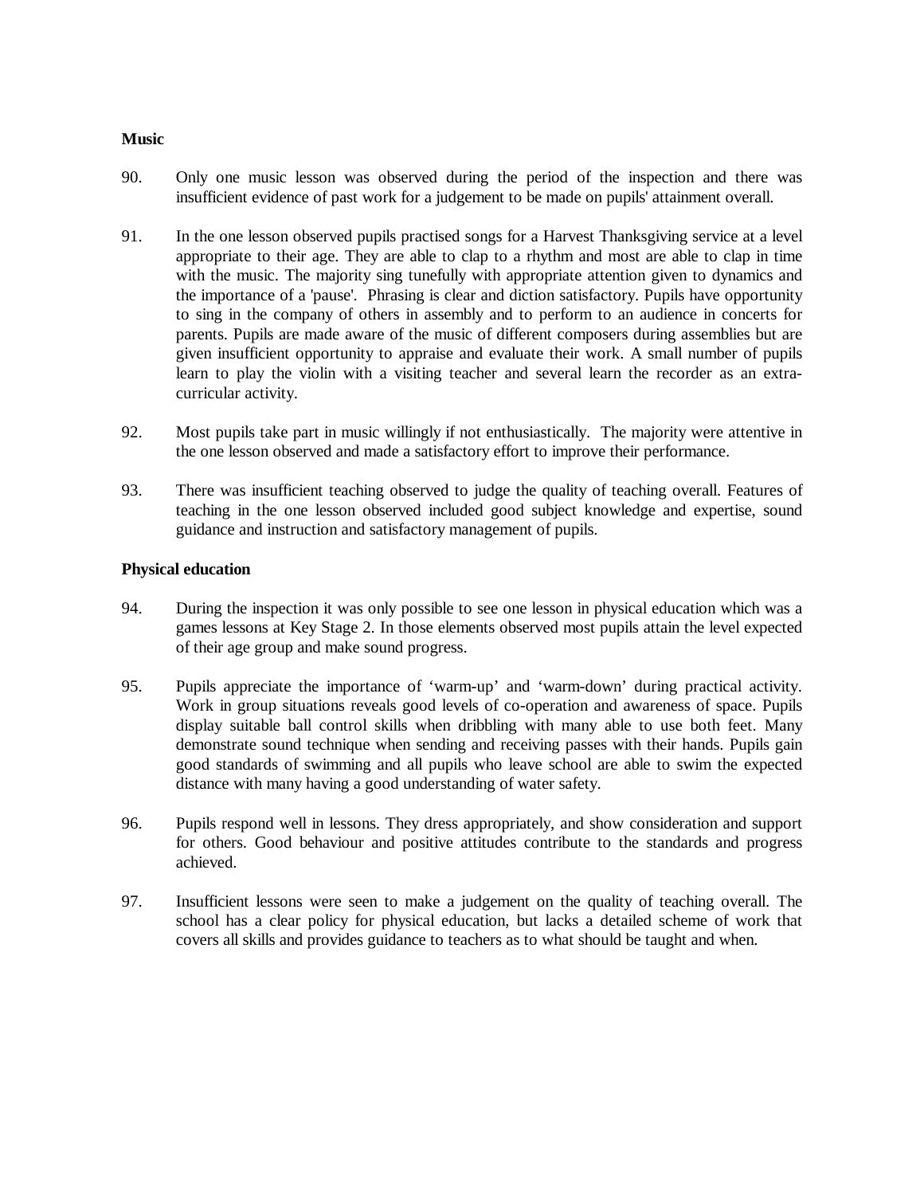**Music**

90. Only one music lesson was observed during the period of the inspection and there was insufficient evidence of past work for a judgement to be made on pupils' attainment overall.

91. In the one lesson observed pupils practised songs for a Harvest Thanksgiving service at a level appropriate to their age. They are able to clap to a rhythm and most are able to clap in time with the music. The majority sing tunefully with appropriate attention given to dynamics and the importance of a 'pause'. Phrasing is clear and diction satisfactory. Pupils have opportunity to sing in the company of others in assembly and to perform to an audience in concerts for parents. Pupils are made aware of the music of different composers during assemblies but are given insufficient opportunity to appraise and evaluate their work. A small number of pupils learn to play the violin with a visiting teacher and several learn the recorder as an extra-curricular activity.

92. Most pupils take part in music willingly if not enthusiastically. The majority were attentive in the one lesson observed and made a satisfactory effort to improve their performance.

93. There was insufficient teaching observed to judge the quality of teaching overall. Features of teaching in the one lesson observed included good subject knowledge and expertise, sound guidance and instruction and satisfactory management of pupils.

**Physical education**

94. During the inspection it was only possible to see one lesson in physical education which was a games lessons at Key Stage 2. In those elements observed most pupils attain the level expected of their age group and make sound progress.

95. Pupils appreciate the importance of 'warm-up' and 'warm-down' during practical activity. Work in group situations reveals good levels of co-operation and awareness of space. Pupils display suitable ball control skills when dribbling with many able to use both feet. Many demonstrate sound technique when sending and receiving passes with their hands. Pupils gain good standards of swimming and all pupils who leave school are able to swim the expected distance with many having a good understanding of water safety.

96. Pupils respond well in lessons. They dress appropriately, and show consideration and support for others. Good behaviour and positive attitudes contribute to the standards and progress achieved.

97. Insufficient lessons were seen to make a judgement on the quality of teaching overall. The school has a clear policy for physical education, but lacks a detailed scheme of work that covers all skills and provides guidance to teachers as to what should be taught and when.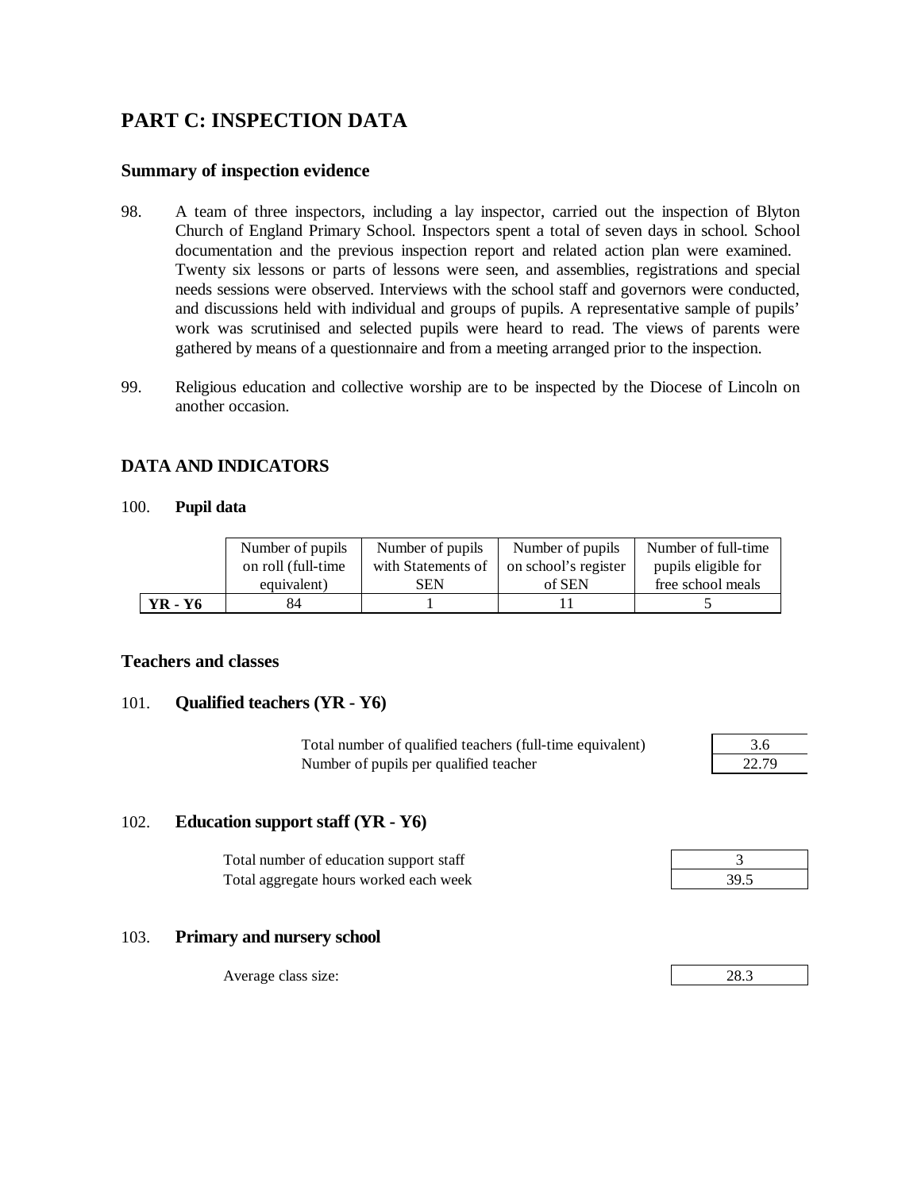## PART C: INSPECTION DATA

### Summary of inspection evidence

98. A team of three inspectors, including a lay inspector, carried out the inspection of Blyton Church of England Primary School. Inspectors spent a total of seven days in school. School documentation and the previous inspection report and related action plan were examined. Twenty six lessons or parts of lessons were seen, and assemblies, registrations and special needs sessions were observed. Interviews with the school staff and governors were conducted, and discussions held with individual and groups of pupils. A representative sample of pupils' work was scrutinised and selected pupils were heard to read. The views of parents were gathered by means of a questionnaire and from a meeting arranged prior to the inspection.

99. Religious education and collective worship are to be inspected by the Diocese of Lincoln on another occasion.

### DATA AND INDICATORS

100. **Pupil data**

| | Number of pupils on roll (full-time equivalent) | Number of pupils with Statements of SEN | Number of pupils on school's register of SEN | Number of full-time pupils eligible for free school meals |
|---|---|---|---|---|
| **YR - Y6** | 84 | 1 | 11 | 5 |

### Teachers and classes

101. **Qualified teachers (YR - Y6)**

| | |
|---|---|
| Total number of qualified teachers (full-time equivalent) | 3.6 |
| Number of pupils per qualified teacher | 22.79 |

102. **Education support staff (YR - Y6)**

| | |
|---|---|
| Total number of education support staff | 3 |
| Total aggregate hours worked each week | 39.5 |

103. **Primary and nursery school**

| | |
|---|---|
| Average class size: | 28.3 |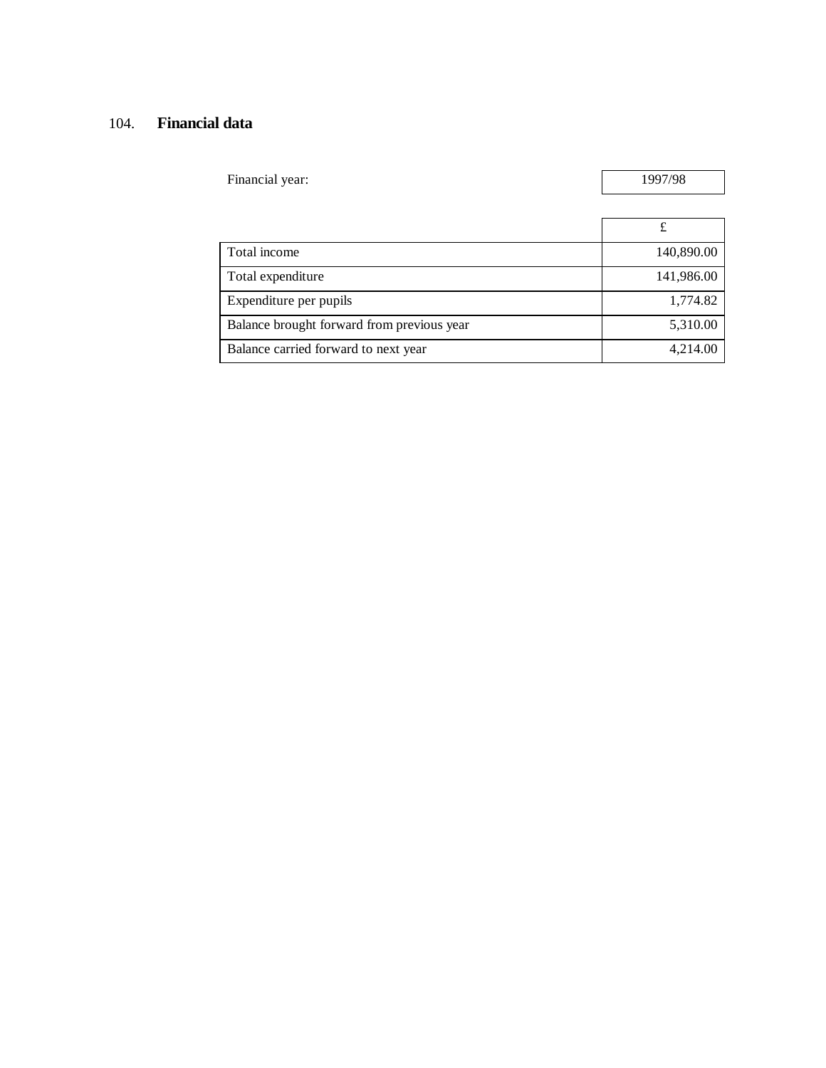## 104. **Financial data**

| Financial year: | 1997/98 |
|---|---|
| | £ |
| Total income | 140,890.00 |
| Total expenditure | 141,986.00 |
| Expenditure per pupils | 1,774.82 |
| Balance brought forward from previous year | 5,310.00 |
| Balance carried forward to next year | 4,214.00 |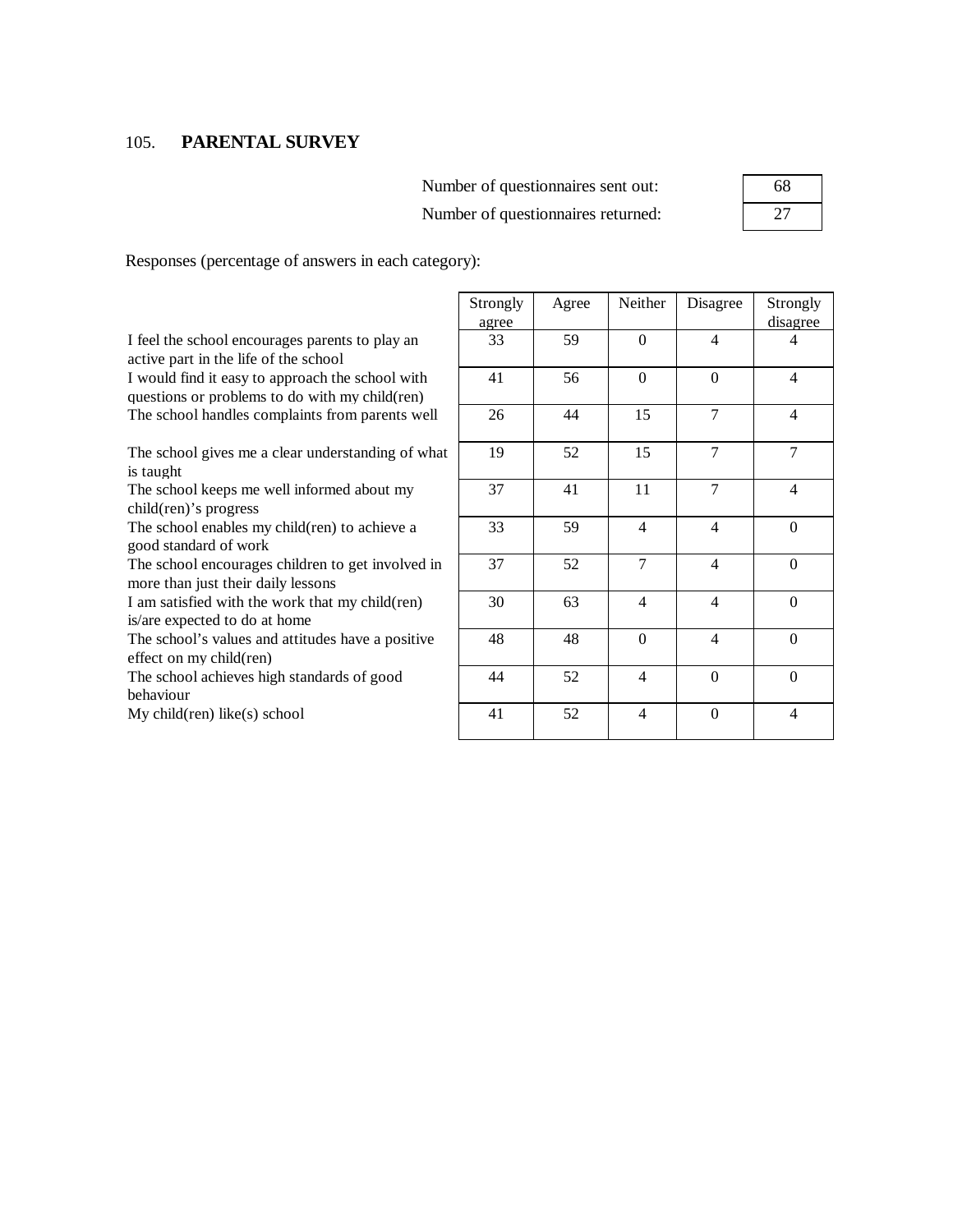105. **PARENTAL SURVEY**

| | |
|---|---|
| Number of questionnaires sent out: | 68 |
| Number of questionnaires returned: | 27 |

Responses (percentage of answers in each category):

| | Strongly agree | Agree | Neither | Disagree | Strongly disagree |
|---|---|---|---|---|---|
| I feel the school encourages parents to play an active part in the life of the school | 33 | 59 | 0 | 4 | 4 |
| I would find it easy to approach the school with questions or problems to do with my child(ren) | 41 | 56 | 0 | 0 | 4 |
| The school handles complaints from parents well | 26 | 44 | 15 | 7 | 4 |
| The school gives me a clear understanding of what is taught | 19 | 52 | 15 | 7 | 7 |
| The school keeps me well informed about my child(ren)'s progress | 37 | 41 | 11 | 7 | 4 |
| The school enables my child(ren) to achieve a good standard of work | 33 | 59 | 4 | 4 | 0 |
| The school encourages children to get involved in more than just their daily lessons | 37 | 52 | 7 | 4 | 0 |
| I am satisfied with the work that my child(ren) is/are expected to do at home | 30 | 63 | 4 | 4 | 0 |
| The school's values and attitudes have a positive effect on my child(ren) | 48 | 48 | 0 | 4 | 0 |
| The school achieves high standards of good behaviour | 44 | 52 | 4 | 0 | 0 |
| My child(ren) like(s) school | 41 | 52 | 4 | 0 | 4 |